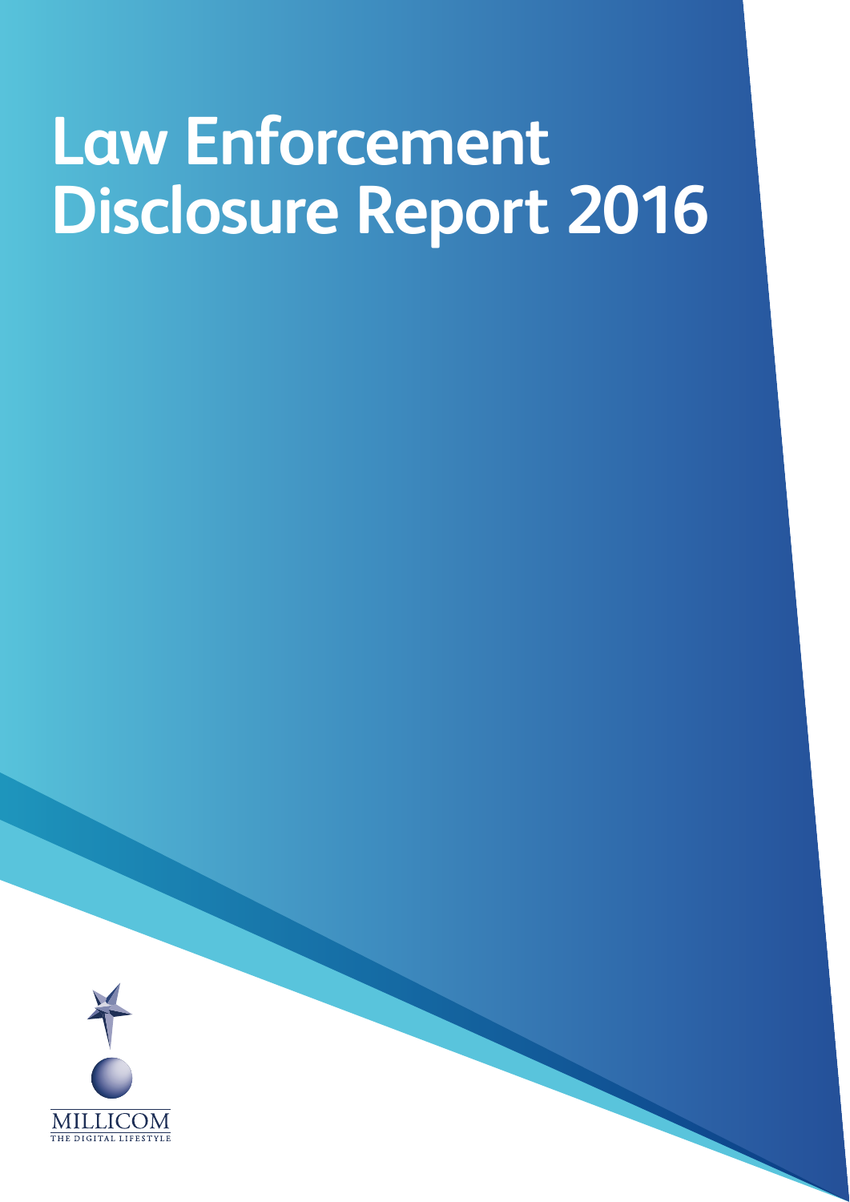# Law Enforcement Disclosure Report 2016

MILLICOM

THE DIGITAL LIFESTYLE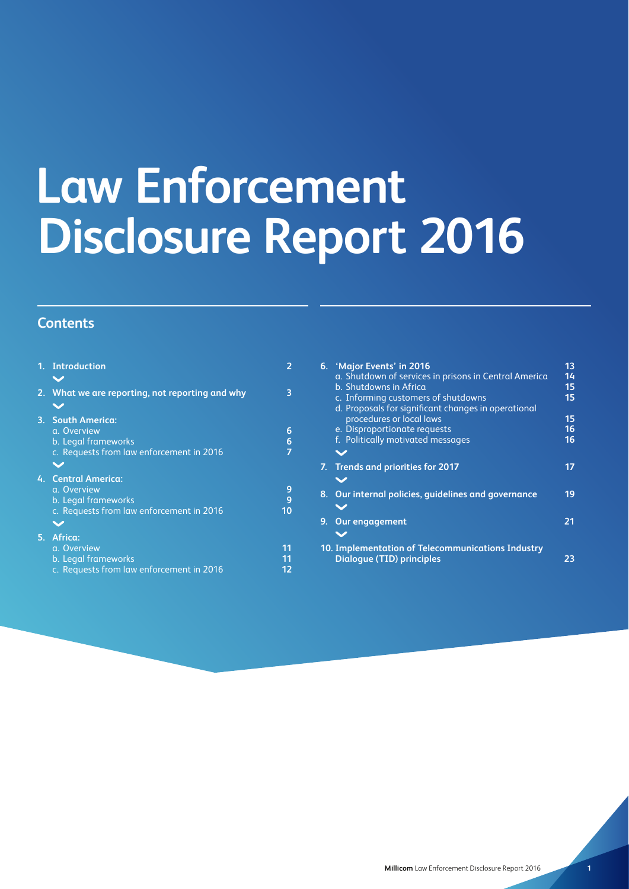# Law Enforcement Disclosure Report 2016

## Contents

1. Introduction — 2
2. What we are reporting, not reporting and why — 3
3. South America:
   a. Overview — 6
   b. Legal frameworks — 6
   c. Requests from law enforcement in 2016 — 7
4. Central America:
   a. Overview — 9
   b. Legal frameworks — 9
   c. Requests from law enforcement in 2016 — 10
5. Africa:
   a. Overview — 11
   b. Legal frameworks — 11
   c. Requests from law enforcement in 2016 — 12
6. 'Major Events' in 2016 — 13
   a. Shutdown of services in prisons in Central America — 14
   b. Shutdowns in Africa — 15
   c. Informing customers of shutdowns — 15
   d. Proposals for significant changes in operational procedures or local laws — 15
   e. Disproportionate requests — 16
   f. Politically motivated messages — 16
7. Trends and priorities for 2017 — 17
8. Our internal policies, guidelines and governance — 19
9. Our engagement — 21
10. Implementation of Telecommunications Industry Dialogue (TID) principles — 23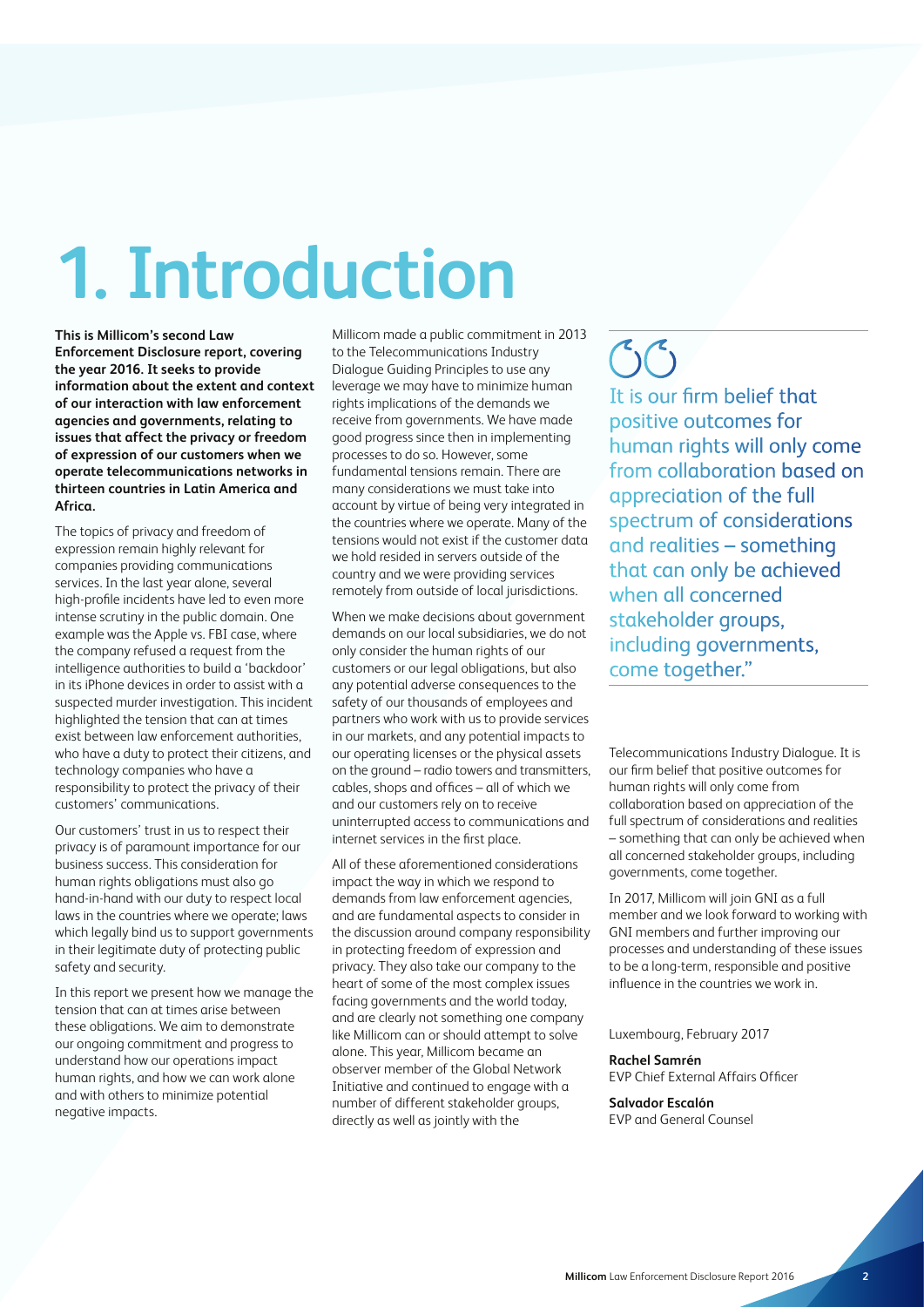# 1. Introduction

**This is Millicom's second Law Enforcement Disclosure report, covering the year 2016. It seeks to provide information about the extent and context of our interaction with law enforcement agencies and governments, relating to issues that affect the privacy or freedom of expression of our customers when we operate telecommunications networks in thirteen countries in Latin America and Africa.**

The topics of privacy and freedom of expression remain highly relevant for companies providing communications services. In the last year alone, several high-profile incidents have led to even more intense scrutiny in the public domain. One example was the Apple vs. FBI case, where the company refused a request from the intelligence authorities to build a 'backdoor' in its iPhone devices in order to assist with a suspected murder investigation. This incident highlighted the tension that can at times exist between law enforcement authorities, who have a duty to protect their citizens, and technology companies who have a responsibility to protect the privacy of their customers' communications.

Our customers' trust in us to respect their privacy is of paramount importance for our business success. This consideration for human rights obligations must also go hand-in-hand with our duty to respect local laws in the countries where we operate; laws which legally bind us to support governments in their legitimate duty of protecting public safety and security.

In this report we present how we manage the tension that can at times arise between these obligations. We aim to demonstrate our ongoing commitment and progress to understand how our operations impact human rights, and how we can work alone and with others to minimize potential negative impacts.

Millicom made a public commitment in 2013 to the Telecommunications Industry Dialogue Guiding Principles to use any leverage we may have to minimize human rights implications of the demands we receive from governments. We have made good progress since then in implementing processes to do so. However, some fundamental tensions remain. There are many considerations we must take into account by virtue of being very integrated in the countries where we operate. Many of the tensions would not exist if the customer data we hold resided in servers outside of the country and we were providing services remotely from outside of local jurisdictions.

When we make decisions about government demands on our local subsidiaries, we do not only consider the human rights of our customers or our legal obligations, but also any potential adverse consequences to the safety of our thousands of employees and partners who work with us to provide services in our markets, and any potential impacts to our operating licenses or the physical assets on the ground – radio towers and transmitters, cables, shops and offices – all of which we and our customers rely on to receive uninterrupted access to communications and internet services in the first place.

All of these aforementioned considerations impact the way in which we respond to demands from law enforcement agencies, and are fundamental aspects to consider in the discussion around company responsibility in protecting freedom of expression and privacy. They also take our company to the heart of some of the most complex issues facing governments and the world today, and are clearly not something one company like Millicom can or should attempt to solve alone. This year, Millicom became an observer member of the Global Network Initiative and continued to engage with a number of different stakeholder groups, directly as well as jointly with the Telecommunications Industry Dialogue. It is our firm belief that positive outcomes for human rights will only come from collaboration based on appreciation of the full spectrum of considerations and realities – something that can only be achieved when all concerned stakeholder groups, including governments, come together.

> "It is our firm belief that positive outcomes for human rights will only come from collaboration based on appreciation of the full spectrum of considerations and realities – something that can only be achieved when all concerned stakeholder groups, including governments, come together."

In 2017, Millicom will join GNI as a full member and we look forward to working with GNI members and further improving our processes and understanding of these issues to be a long-term, responsible and positive influence in the countries we work in.

Luxembourg, February 2017

**Rachel Samrén**
EVP Chief External Affairs Officer

**Salvador Escalón**
EVP and General Counsel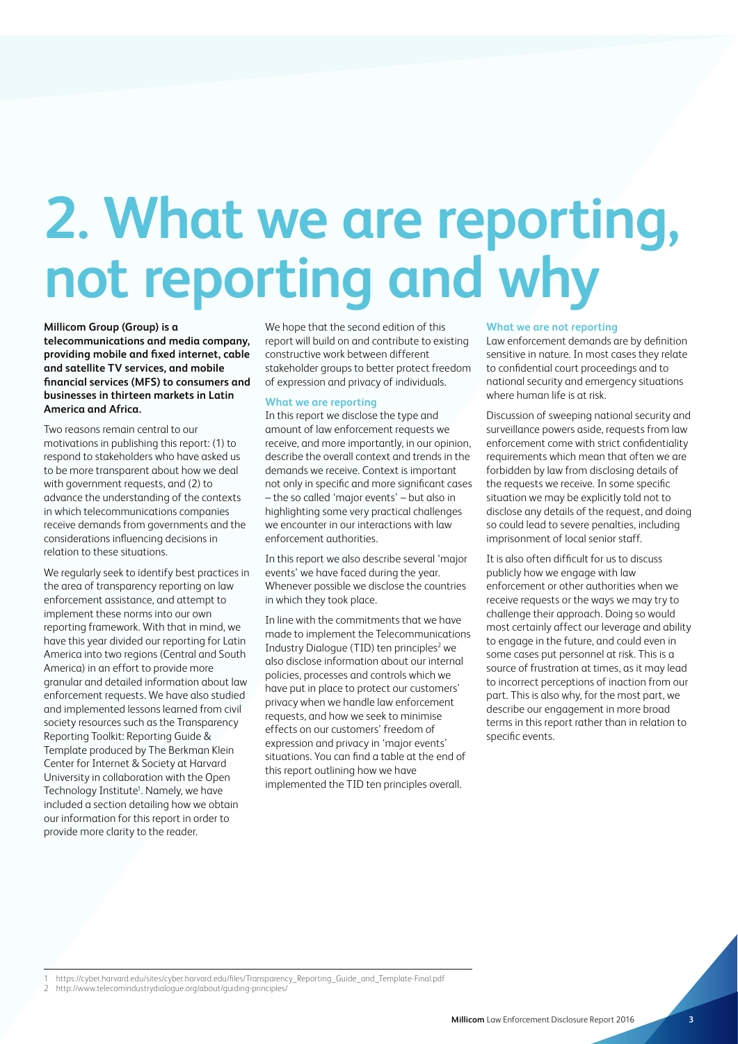# 2. What we are reporting, not reporting and why

**Millicom Group (Group) is a telecommunications and media company, providing mobile and fixed internet, cable and satellite TV services, and mobile financial services (MFS) to consumers and businesses in thirteen markets in Latin America and Africa.**

Two reasons remain central to our motivations in publishing this report: (1) to respond to stakeholders who have asked us to be more transparent about how we deal with government requests, and (2) to advance the understanding of the contexts in which telecommunications companies receive demands from governments and the considerations influencing decisions in relation to these situations.

We regularly seek to identify best practices in the area of transparency reporting on law enforcement assistance, and attempt to implement these norms into our own reporting framework. With that in mind, we have this year divided our reporting for Latin America into two regions (Central and South America) in an effort to provide more granular and detailed information about law enforcement requests. We have also studied and implemented lessons learned from civil society resources such as the Transparency Reporting Toolkit: Reporting Guide & Template produced by The Berkman Klein Center for Internet & Society at Harvard University in collaboration with the Open Technology Institute[1]. Namely, we have included a section detailing how we obtain our information for this report in order to provide more clarity to the reader.

We hope that the second edition of this report will build on and contribute to existing constructive work between different stakeholder groups to better protect freedom of expression and privacy of individuals.

### What we are reporting

In this report we disclose the type and amount of law enforcement requests we receive, and more importantly, in our opinion, describe the overall context and trends in the demands we receive. Context is important not only in specific and more significant cases – the so called 'major events' – but also in highlighting some very practical challenges we encounter in our interactions with law enforcement authorities.

In this report we also describe several 'major events' we have faced during the year. Whenever possible we disclose the countries in which they took place.

In line with the commitments that we have made to implement the Telecommunications Industry Dialogue (TID) ten principles[2] we also disclose information about our internal policies, processes and controls which we have put in place to protect our customers' privacy when we handle law enforcement requests, and how we seek to minimise effects on our customers' freedom of expression and privacy in 'major events' situations. You can find a table at the end of this report outlining how we have implemented the TID ten principles overall.

### What we are not reporting

Law enforcement demands are by definition sensitive in nature. In most cases they relate to confidential court proceedings and to national security and emergency situations where human life is at risk.

Discussion of sweeping national security and surveillance powers aside, requests from law enforcement come with strict confidentiality requirements which mean that often we are forbidden by law from disclosing details of the requests we receive. In some specific situation we may be explicitly told not to disclose any details of the request, and doing so could lead to severe penalties, including imprisonment of local senior staff.

It is also often difficult for us to discuss publicly how we engage with law enforcement or other authorities when we receive requests or the ways we may try to challenge their approach. Doing so would most certainly affect our leverage and ability to engage in the future, and could even in some cases put personnel at risk. This is a source of frustration at times, as it may lead to incorrect perceptions of inaction from our part. This is also why, for the most part, we describe our engagement in more broad terms in this report rather than in relation to specific events.

---

1 https://cyber.harvard.edu/sites/cyber.harvard.edu/files/Transparency_Reporting_Guide_and_Template-Final.pdf

2 http://www.telecomindustrydialogue.org/about/guiding-principles/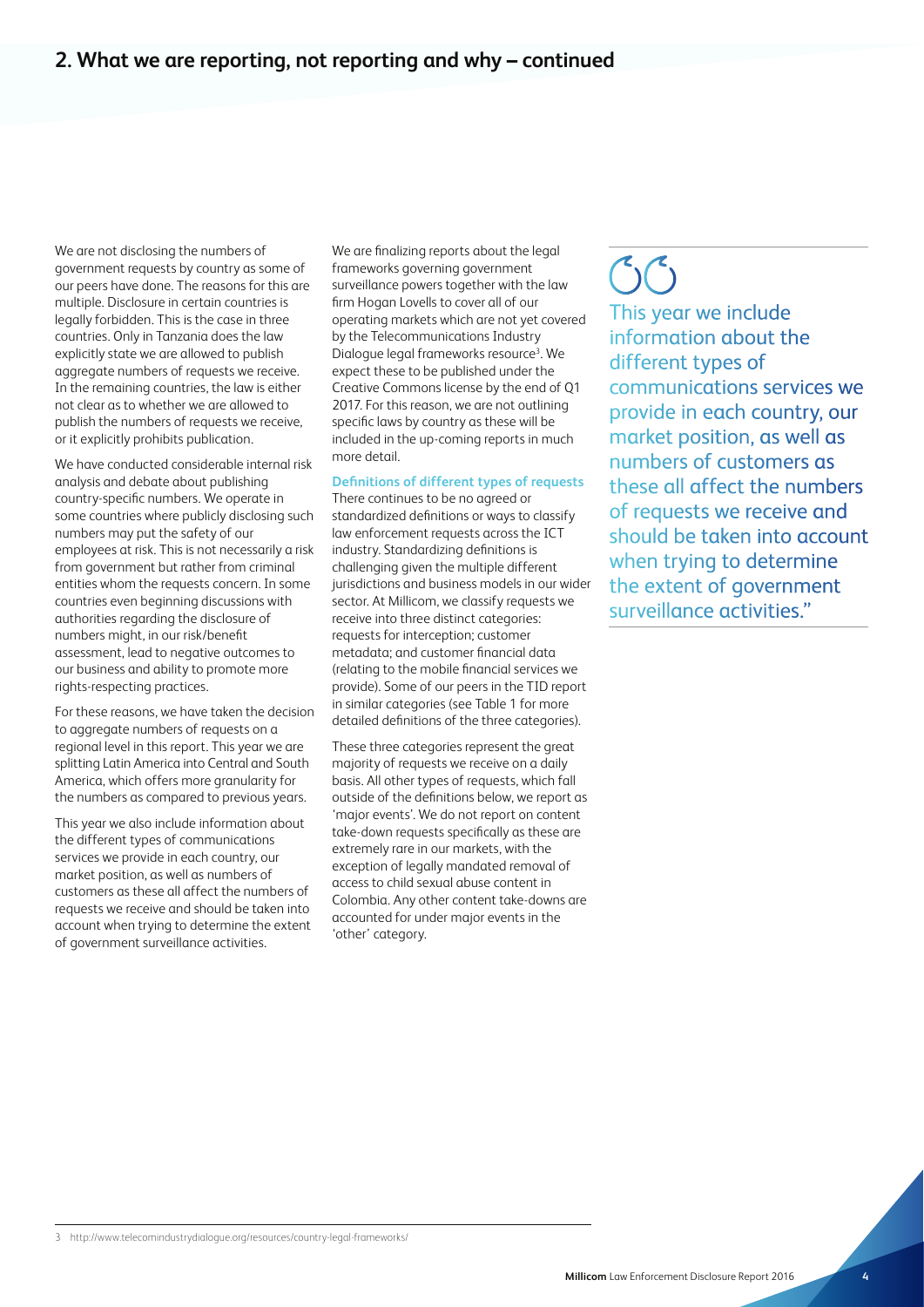## 2. What we are reporting, not reporting and why – continued

We are not disclosing the numbers of government requests by country as some of our peers have done. The reasons for this are multiple. Disclosure in certain countries is legally forbidden. This is the case in three countries. Only in Tanzania does the law explicitly state we are allowed to publish aggregate numbers of requests we receive. In the remaining countries, the law is either not clear as to whether we are allowed to publish the numbers of requests we receive, or it explicitly prohibits publication.

We have conducted considerable internal risk analysis and debate about publishing country-specific numbers. We operate in some countries where publicly disclosing such numbers may put the safety of our employees at risk. This is not necessarily a risk from government but rather from criminal entities whom the requests concern. In some countries even beginning discussions with authorities regarding the disclosure of numbers might, in our risk/benefit assessment, lead to negative outcomes to our business and ability to promote more rights-respecting practices.

For these reasons, we have taken the decision to aggregate numbers of requests on a regional level in this report. This year we are splitting Latin America into Central and South America, which offers more granularity for the numbers as compared to previous years.

This year we also include information about the different types of communications services we provide in each country, our market position, as well as numbers of customers as these all affect the numbers of requests we receive and should be taken into account when trying to determine the extent of government surveillance activities.

We are finalizing reports about the legal frameworks governing government surveillance powers together with the law firm Hogan Lovells to cover all of our operating markets which are not yet covered by the Telecommunications Industry Dialogue legal frameworks resource[3]. We expect these to be published under the Creative Commons license by the end of Q1 2017. For this reason, we are not outlining specific laws by country as these will be included in the up-coming reports in much more detail.

### Definitions of different types of requests

There continues to be no agreed or standardized definitions or ways to classify law enforcement requests across the ICT industry. Standardizing definitions is challenging given the multiple different jurisdictions and business models in our wider sector. At Millicom, we classify requests we receive into three distinct categories: requests for interception; customer metadata; and customer financial data (relating to the mobile financial services we provide). Some of our peers in the TID report in similar categories (see Table 1 for more detailed definitions of the three categories).

These three categories represent the great majority of requests we receive on a daily basis. All other types of requests, which fall outside of the definitions below, we report as 'major events'. We do not report on content take-down requests specifically as these are extremely rare in our markets, with the exception of legally mandated removal of access to child sexual abuse content in Colombia. Any other content take-downs are accounted for under major events in the 'other' category.

> "This year we include information about the different types of communications services we provide in each country, our market position, as well as numbers of customers as these all affect the numbers of requests we receive and should be taken into account when trying to determine the extent of government surveillance activities."

3 http://www.telecomindustrydialogue.org/resources/country-legal-frameworks/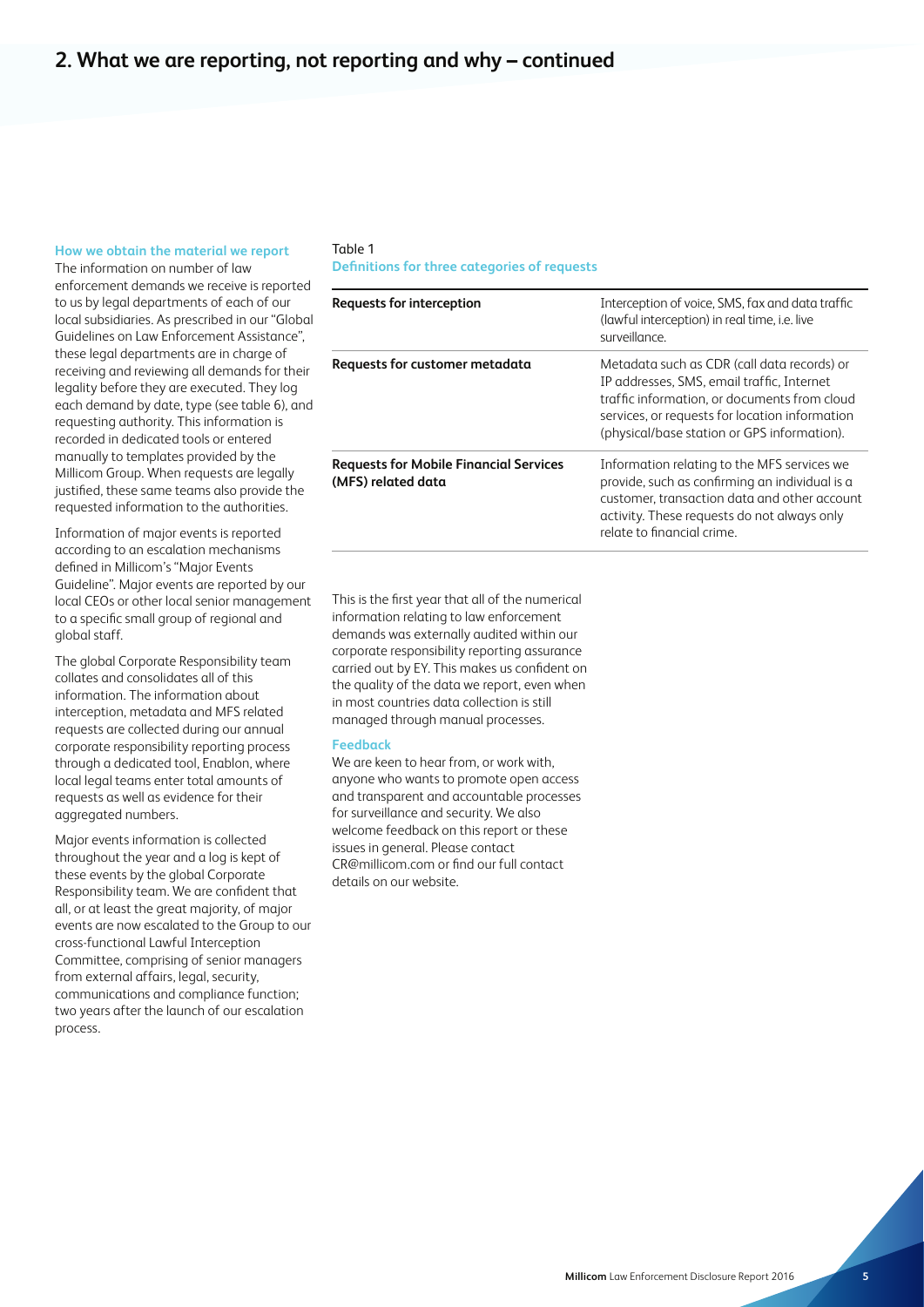## 2. What we are reporting, not reporting and why – continued

**How we obtain the material we report**

The information on number of law enforcement demands we receive is reported to us by legal departments of each of our local subsidiaries. As prescribed in our "Global Guidelines on Law Enforcement Assistance", these legal departments are in charge of receiving and reviewing all demands for their legality before they are executed. They log each demand by date, type (see table 6), and requesting authority. This information is recorded in dedicated tools or entered manually to templates provided by the Millicom Group. When requests are legally justified, these same teams also provide the requested information to the authorities.

Information of major events is reported according to an escalation mechanisms defined in Millicom's "Major Events Guideline". Major events are reported by our local CEOs or other local senior management to a specific small group of regional and global staff.

The global Corporate Responsibility team collates and consolidates all of this information. The information about interception, metadata and MFS related requests are collected during our annual corporate responsibility reporting process through a dedicated tool, Enablon, where local legal teams enter total amounts of requests as well as evidence for their aggregated numbers.

Major events information is collected throughout the year and a log is kept of these events by the global Corporate Responsibility team. We are confident that all, or at least the great majority, of major events are now escalated to the Group to our cross-functional Lawful Interception Committee, comprising of senior managers from external affairs, legal, security, communications and compliance function; two years after the launch of our escalation process.

Table 1
**Definitions for three categories of requests**

| | |
|---|---|
| **Requests for interception** | Interception of voice, SMS, fax and data traffic (lawful interception) in real time, i.e. live surveillance. |
| **Requests for customer metadata** | Metadata such as CDR (call data records) or IP addresses, SMS, email traffic, Internet traffic information, or documents from cloud services, or requests for location information (physical/base station or GPS information). |
| **Requests for Mobile Financial Services (MFS) related data** | Information relating to the MFS services we provide, such as confirming an individual is a customer, transaction data and other account activity. These requests do not always only relate to financial crime. |

This is the first year that all of the numerical information relating to law enforcement demands was externally audited within our corporate responsibility reporting assurance carried out by EY. This makes us confident on the quality of the data we report, even when in most countries data collection is still managed through manual processes.

**Feedback**

We are keen to hear from, or work with, anyone who wants to promote open access and transparent and accountable processes for surveillance and security. We also welcome feedback on this report or these issues in general. Please contact CR@millicom.com or find our full contact details on our website.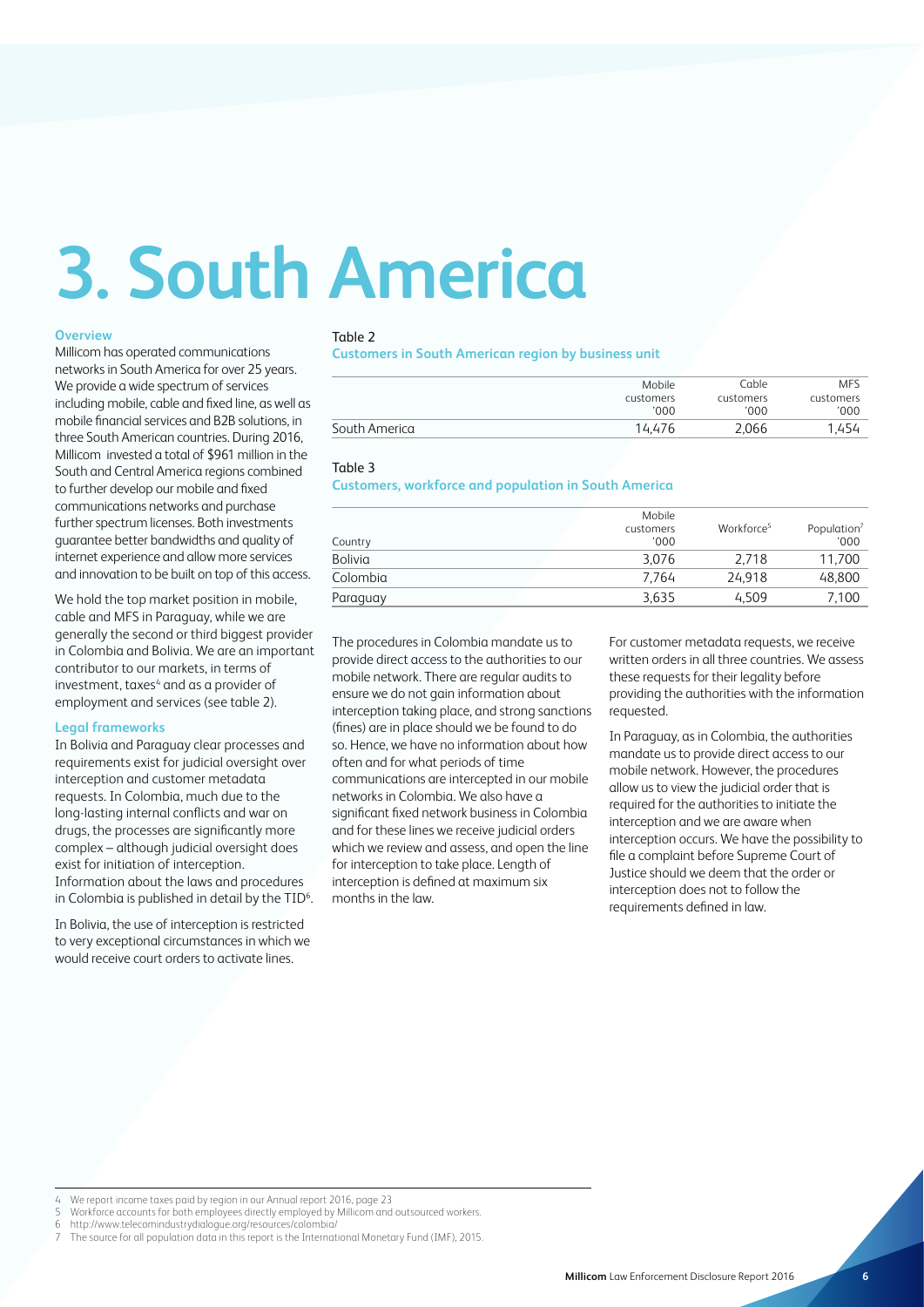# 3. South America

### Overview

Millicom has operated communications networks in South America for over 25 years. We provide a wide spectrum of services including mobile, cable and fixed line, as well as mobile financial services and B2B solutions, in three South American countries. During 2016, Millicom invested a total of $961 million in the South and Central America regions combined to further develop our mobile and fixed communications networks and purchase further spectrum licenses. Both investments guarantee better bandwidths and quality of internet experience and allow more services and innovation to be built on top of this access.

We hold the top market position in mobile, cable and MFS in Paraguay, while we are generally the second or third biggest provider in Colombia and Bolivia. We are an important contributor to our markets, in terms of investment, taxes[4] and as a provider of employment and services (see table 2).

### Legal frameworks

In Bolivia and Paraguay clear processes and requirements exist for judicial oversight over interception and customer metadata requests. In Colombia, much due to the long-lasting internal conflicts and war on drugs, the processes are significantly more complex – although judicial oversight does exist for initiation of interception. Information about the laws and procedures in Colombia is published in detail by the TID[6].

In Bolivia, the use of interception is restricted to very exceptional circumstances in which we would receive court orders to activate lines.

Table 2

**Customers in South American region by business unit**

| | Mobile customers '000 | Cable customers '000 | MFS customers '000 |
|---|---|---|---|
| South America | 14,476 | 2,066 | 1,454 |

Table 3

**Customers, workforce and population in South America**

| Country | Mobile customers '000 | Workforce[5] | Population[7] '000 |
|---|---|---|---|
| Bolivia | 3,076 | 2,718 | 11,700 |
| Colombia | 7,764 | 24,918 | 48,800 |
| Paraguay | 3,635 | 4,509 | 7,100 |

The procedures in Colombia mandate us to provide direct access to the authorities to our mobile network. There are regular audits to ensure we do not gain information about interception taking place, and strong sanctions (fines) are in place should we be found to do so. Hence, we have no information about how often and for what periods of time communications are intercepted in our mobile networks in Colombia. We also have a significant fixed network business in Colombia and for these lines we receive judicial orders which we review and assess, and open the line for interception to take place. Length of interception is defined at maximum six months in the law.

For customer metadata requests, we receive written orders in all three countries. We assess these requests for their legality before providing the authorities with the information requested.

In Paraguay, as in Colombia, the authorities mandate us to provide direct access to our mobile network. However, the procedures allow us to view the judicial order that is required for the authorities to initiate the interception and we are aware when interception occurs. We have the possibility to file a complaint before Supreme Court of Justice should we deem that the order or interception does not to follow the requirements defined in law.

---

4 We report income taxes paid by region in our Annual report 2016, page 23

5 Workforce accounts for both employees directly employed by Millicom and outsourced workers.

6 http://www.telecomindustrydialogue.org/resources/colombia/

7 The source for all population data in this report is the International Monetary Fund (IMF), 2015.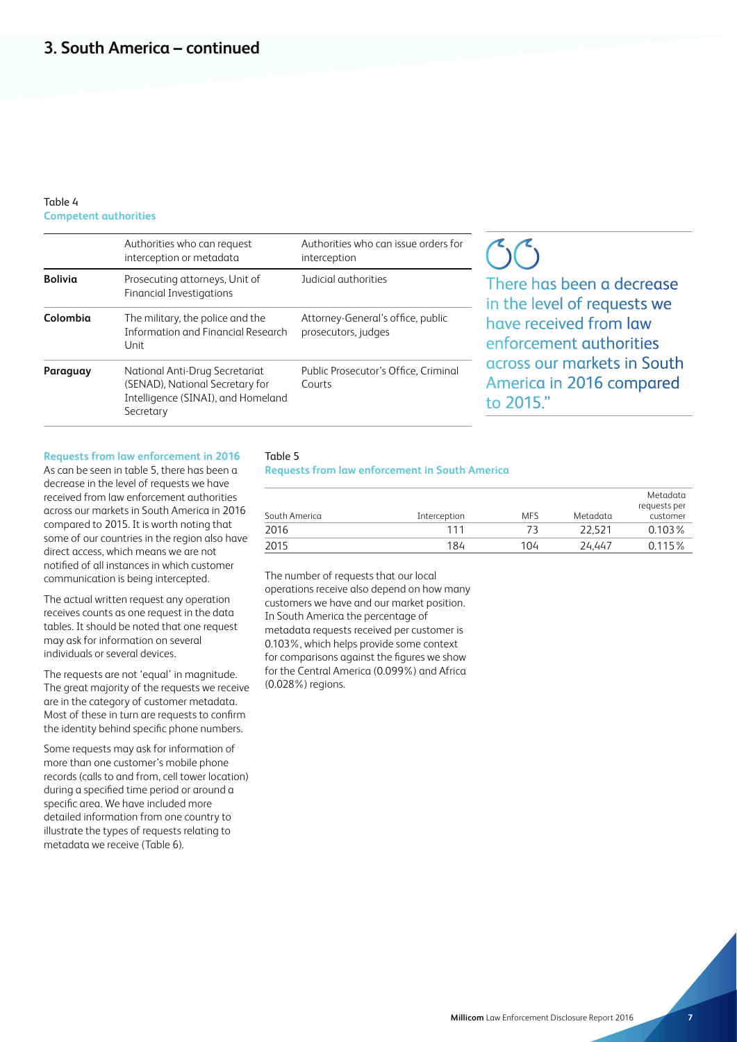## 3. South America – continued

Table 4
**Competent authorities**

| | Authorities who can request interception or metadata | Authorities who can issue orders for interception |
|---|---|---|
| **Bolivia** | Prosecuting attorneys, Unit of Financial Investigations | Judicial authorities |
| **Colombia** | The military, the police and the Information and Financial Research Unit | Attorney-General's office, public prosecutors, judges |
| **Paraguay** | National Anti-Drug Secretariat (SENAD), National Secretary for Intelligence (SINAI), and Homeland Secretary | Public Prosecutor's Office, Criminal Courts |

> There has been a decrease in the level of requests we have received from law enforcement authorities across our markets in South America in 2016 compared to 2015."

**Requests from law enforcement in 2016**

As can be seen in table 5, there has been a decrease in the level of requests we have received from law enforcement authorities across our markets in South America in 2016 compared to 2015. It is worth noting that some of our countries in the region also have direct access, which means we are not notified of all instances in which customer communication is being intercepted.

The actual written request any operation receives counts as one request in the data tables. It should be noted that one request may ask for information on several individuals or several devices.

The requests are not 'equal' in magnitude. The great majority of the requests we receive are in the category of customer metadata. Most of these in turn are requests to confirm the identity behind specific phone numbers.

Some requests may ask for information of more than one customer's mobile phone records (calls to and from, cell tower location) during a specified time period or around a specific area. We have included more detailed information from one country to illustrate the types of requests relating to metadata we receive (Table 6).

Table 5
**Requests from law enforcement in South America**

| South America | Interception | MFS | Metadata | Metadata requests per customer |
|---|---|---|---|---|
| 2016 | 111 | 73 | 22,521 | 0.103% |
| 2015 | 184 | 104 | 24,447 | 0.115% |

The number of requests that our local operations receive also depend on how many customers we have and our market position. In South America the percentage of metadata requests received per customer is 0.103%, which helps provide some context for comparisons against the figures we show for the Central America (0.099%) and Africa (0.028%) regions.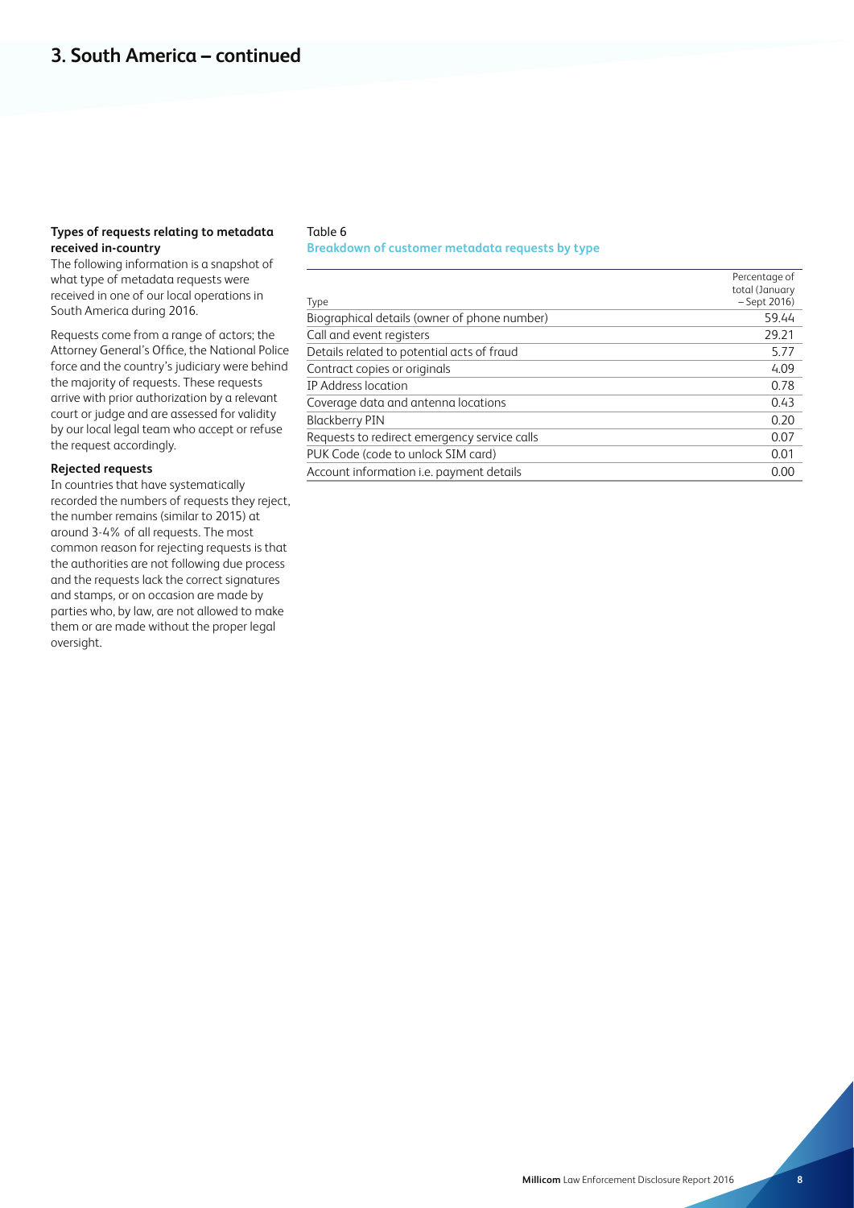# 3. South America – continued

### Types of requests relating to metadata received in-country

The following information is a snapshot of what type of metadata requests were received in one of our local operations in South America during 2016.

Requests come from a range of actors; the Attorney General's Office, the National Police force and the country's judiciary were behind the majority of requests. These requests arrive with prior authorization by a relevant court or judge and are assessed for validity by our local legal team who accept or refuse the request accordingly.

### Rejected requests

In countries that have systematically recorded the numbers of requests they reject, the number remains (similar to 2015) at around 3-4% of all requests. The most common reason for rejecting requests is that the authorities are not following due process and the requests lack the correct signatures and stamps, or on occasion are made by parties who, by law, are not allowed to make them or are made without the proper legal oversight.

Table 6
**Breakdown of customer metadata requests by type**

| Type | Percentage of total (January – Sept 2016) |
|---|---|
| Biographical details (owner of phone number) | 59.44 |
| Call and event registers | 29.21 |
| Details related to potential acts of fraud | 5.77 |
| Contract copies or originals | 4.09 |
| IP Address location | 0.78 |
| Coverage data and antenna locations | 0.43 |
| Blackberry PIN | 0.20 |
| Requests to redirect emergency service calls | 0.07 |
| PUK Code (code to unlock SIM card) | 0.01 |
| Account information i.e. payment details | 0.00 |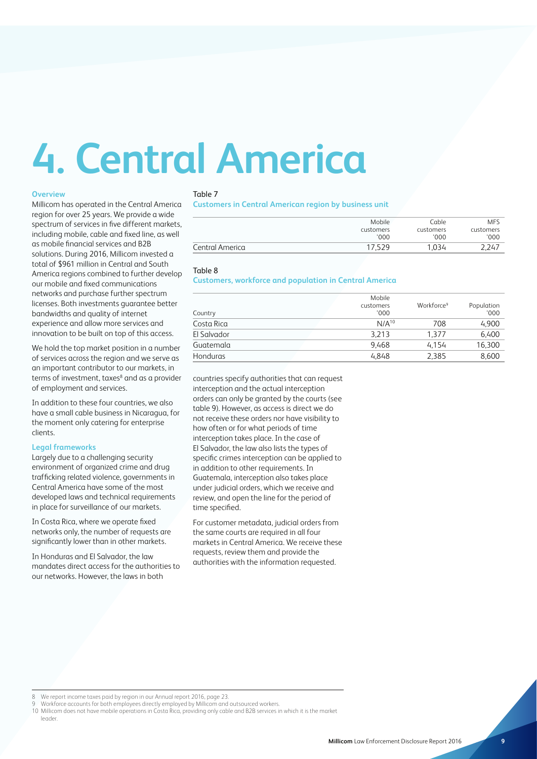# 4. Central America

### Overview

Millicom has operated in the Central America region for over 25 years. We provide a wide spectrum of services in five different markets, including mobile, cable and fixed line, as well as mobile financial services and B2B solutions. During 2016, Millicom invested a total of $961 million in Central and South America regions combined to further develop our mobile and fixed communications networks and purchase further spectrum licenses. Both investments guarantee better bandwidths and quality of internet experience and allow more services and innovation to be built on top of this access.

We hold the top market position in a number of services across the region and we serve as an important contributor to our markets, in terms of investment, taxes[8] and as a provider of employment and services.

In addition to these four countries, we also have a small cable business in Nicaragua, for the moment only catering for enterprise clients.

### Legal frameworks

Largely due to a challenging security environment of organized crime and drug trafficking related violence, governments in Central America have some of the most developed laws and technical requirements in place for surveillance of our markets.

In Costa Rica, where we operate fixed networks only, the number of requests are significantly lower than in other markets.

In Honduras and El Salvador, the law mandates direct access for the authorities to our networks. However, the laws in both countries specify authorities that can request interception and the actual interception orders can only be granted by the courts (see table 9). However, as access is direct we do not receive these orders nor have visibility to how often or for what periods of time interception takes place. In the case of El Salvador, the law also lists the types of specific crimes interception can be applied to in addition to other requirements. In Guatemala, interception also takes place under judicial orders, which we receive and review, and open the line for the period of time specified.

For customer metadata, judicial orders from the same courts are required in all four markets in Central America. We receive these requests, review them and provide the authorities with the information requested.

Table 7

**Customers in Central American region by business unit**

| | Mobile customers '000 | Cable customers '000 | MFS customers '000 |
|---|---|---|---|
| Central America | 17,529 | 1,034 | 2,247 |

Table 8

**Customers, workforce and population in Central America**

| Country | Mobile customers '000 | Workforce[9] | Population '000 |
|---|---|---|---|
| Costa Rica | N/A[10] | 708 | 4,900 |
| El Salvador | 3,213 | 1,377 | 6,400 |
| Guatemala | 9,468 | 4,154 | 16,300 |
| Honduras | 4,848 | 2,385 | 8,600 |

8 We report income taxes paid by region in our Annual report 2016, page 23.

9 Workforce accounts for both employees directly employed by Millicom and outsourced workers.

10 Millicom does not have mobile operations in Costa Rica, providing only cable and B2B services in which it is the market leader.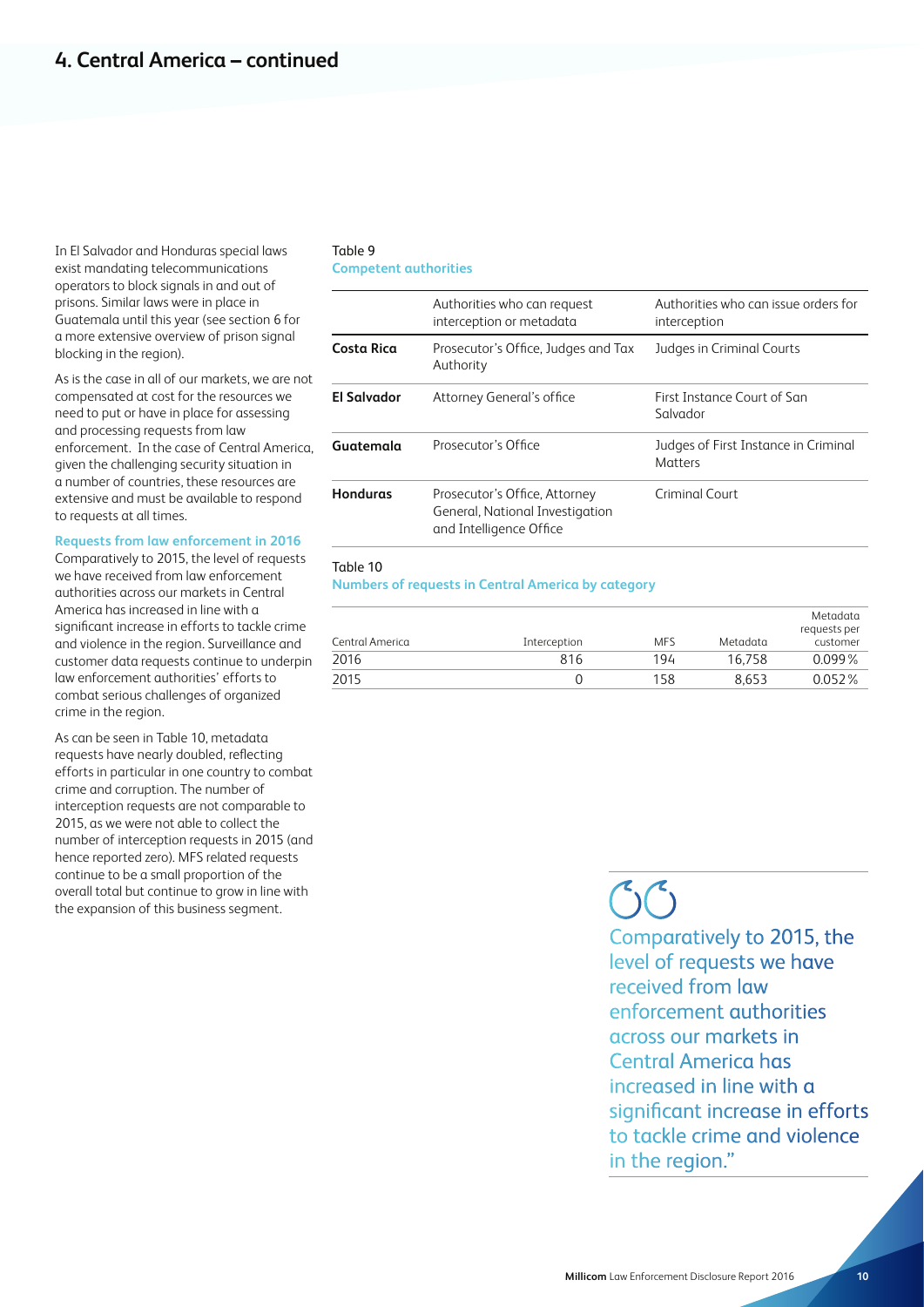## 4. Central America – continued

In El Salvador and Honduras special laws exist mandating telecommunications operators to block signals in and out of prisons. Similar laws were in place in Guatemala until this year (see section 6 for a more extensive overview of prison signal blocking in the region).

As is the case in all of our markets, we are not compensated at cost for the resources we need to put or have in place for assessing and processing requests from law enforcement. In the case of Central America, given the challenging security situation in a number of countries, these resources are extensive and must be available to respond to requests at all times.

### Requests from law enforcement in 2016

Comparatively to 2015, the level of requests we have received from law enforcement authorities across our markets in Central America has increased in line with a significant increase in efforts to tackle crime and violence in the region. Surveillance and customer data requests continue to underpin law enforcement authorities' efforts to combat serious challenges of organized crime in the region.

As can be seen in Table 10, metadata requests have nearly doubled, reflecting efforts in particular in one country to combat crime and corruption. The number of interception requests are not comparable to 2015, as we were not able to collect the number of interception requests in 2015 (and hence reported zero). MFS related requests continue to be a small proportion of the overall total but continue to grow in line with the expansion of this business segment.

Table 9
**Competent authorities**

| | Authorities who can request interception or metadata | Authorities who can issue orders for interception |
|---|---|---|
| **Costa Rica** | Prosecutor's Office, Judges and Tax Authority | Judges in Criminal Courts |
| **El Salvador** | Attorney General's office | First Instance Court of San Salvador |
| **Guatemala** | Prosecutor's Office | Judges of First Instance in Criminal Matters |
| **Honduras** | Prosecutor's Office, Attorney General, National Investigation and Intelligence Office | Criminal Court |

Table 10
**Numbers of requests in Central America by category**

| Central America | Interception | MFS | Metadata | Metadata requests per customer |
|---|---|---|---|---|
| 2016 | 816 | 194 | 16,758 | 0.099% |
| 2015 | 0 | 158 | 8,653 | 0.052% |

> "Comparatively to 2015, the level of requests we have received from law enforcement authorities across our markets in Central America has increased in line with a significant increase in efforts to tackle crime and violence in the region."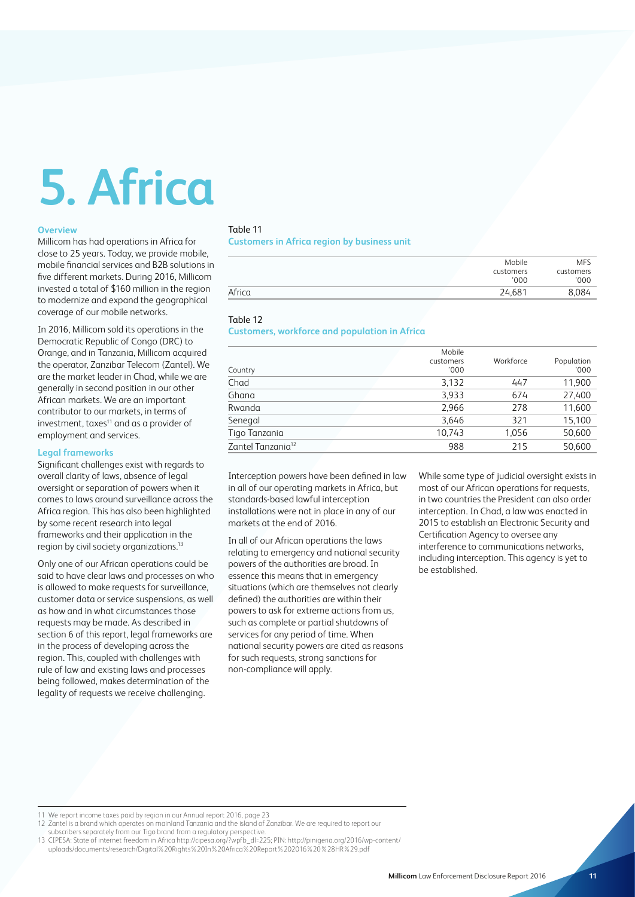# 5. Africa

### Overview

Millicom has had operations in Africa for close to 25 years. Today, we provide mobile, mobile financial services and B2B solutions in five different markets. During 2016, Millicom invested a total of $160 million in the region to modernize and expand the geographical coverage of our mobile networks.

In 2016, Millicom sold its operations in the Democratic Republic of Congo (DRC) to Orange, and in Tanzania, Millicom acquired the operator, Zanzibar Telecom (Zantel). We are the market leader in Chad, while we are generally in second position in our other African markets. We are an important contributor to our markets, in terms of investment, taxes[11] and as a provider of employment and services.

### Legal frameworks

Significant challenges exist with regards to overall clarity of laws, absence of legal oversight or separation of powers when it comes to laws around surveillance across the Africa region. This has also been highlighted by some recent research into legal frameworks and their application in the region by civil society organizations.[13]

Only one of our African operations could be said to have clear laws and processes on who is allowed to make requests for surveillance, customer data or service suspensions, as well as how and in what circumstances those requests may be made. As described in section 6 of this report, legal frameworks are in the process of developing across the region. This, coupled with challenges with rule of law and existing laws and processes being followed, makes determination of the legality of requests we receive challenging.

Table 11
**Customers in Africa region by business unit**

| | Mobile customers '000 | MFS customers '000 |
|---|---|---|
| Africa | 24,681 | 8,084 |

Table 12
**Customers, workforce and population in Africa**

| Country | Mobile customers '000 | Workforce | Population '000 |
|---|---|---|---|
| Chad | 3,132 | 447 | 11,900 |
| Ghana | 3,933 | 674 | 27,400 |
| Rwanda | 2,966 | 278 | 11,600 |
| Senegal | 3,646 | 321 | 15,100 |
| Tigo Tanzania | 10,743 | 1,056 | 50,600 |
| Zantel Tanzania[12] | 988 | 215 | 50,600 |

Interception powers have been defined in law in all of our operating markets in Africa, but standards-based lawful interception installations were not in place in any of our markets at the end of 2016.

In all of our African operations the laws relating to emergency and national security powers of the authorities are broad. In essence this means that in emergency situations (which are themselves not clearly defined) the authorities are within their powers to ask for extreme actions from us, such as complete or partial shutdowns of services for any period of time. When national security powers are cited as reasons for such requests, strong sanctions for non-compliance will apply.

While some type of judicial oversight exists in most of our African operations for requests, in two countries the President can also order interception. In Chad, a law was enacted in 2015 to establish an Electronic Security and Certification Agency to oversee any interference to communications networks, including interception. This agency is yet to be established.

---

11 We report income taxes paid by region in our Annual report 2016, page 23

12 Zantel is a brand which operates on mainland Tanzania and the island of Zanzibar. We are required to report our subscribers separately from our Tigo brand from a regulatory perspective.

13 CIPESA: State of internet freedom in Africa http://cipesa.org/?wpfb_dl=225; PIN: http://pinigeria.org/2016/wp-content/uploads/documents/research/Digital%20Rights%20In%20Africa%20Report%202016%20%28HR%29.pdf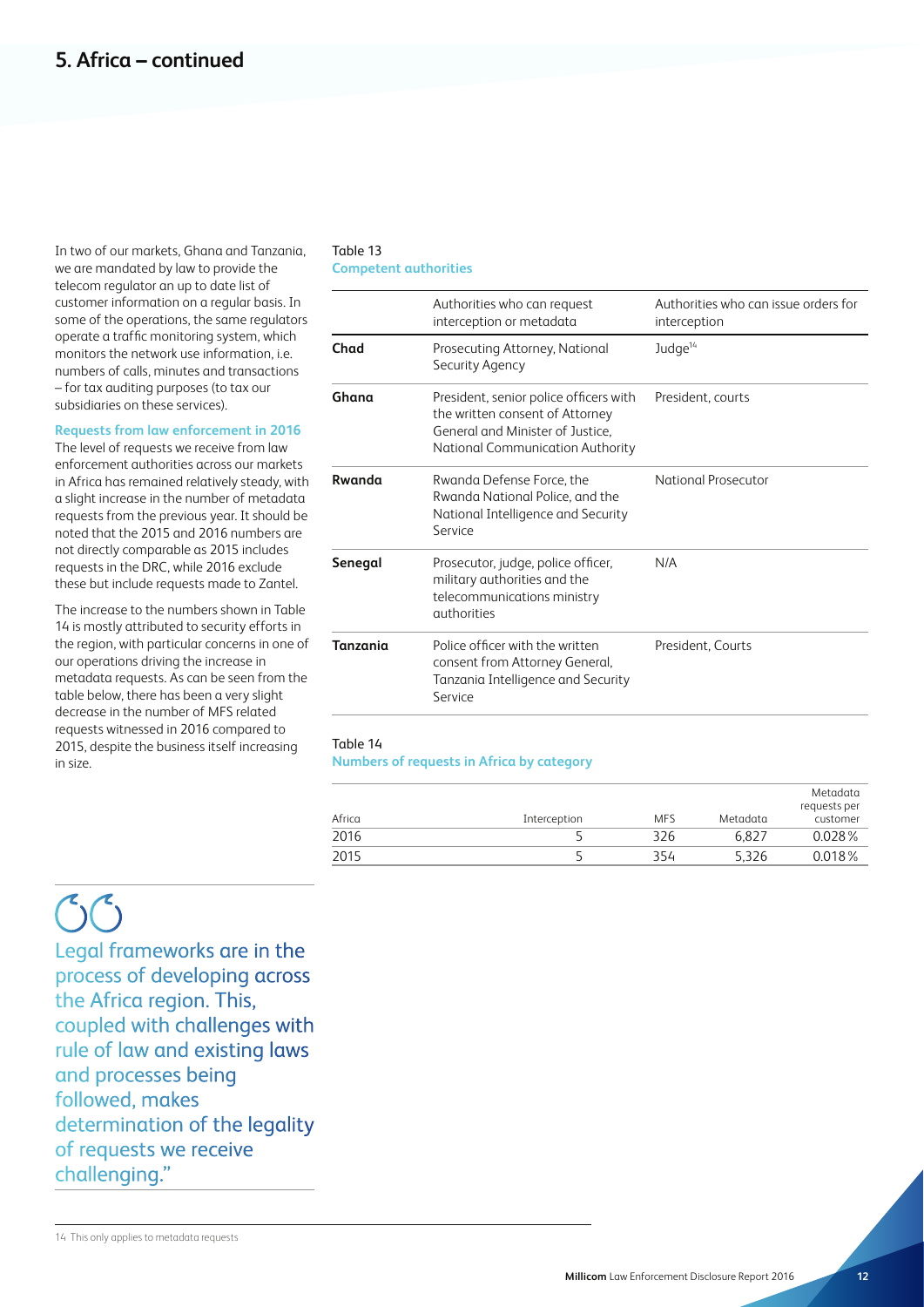## 5. Africa – continued

In two of our markets, Ghana and Tanzania, we are mandated by law to provide the telecom regulator an up to date list of customer information on a regular basis. In some of the operations, the same regulators operate a traffic monitoring system, which monitors the network use information, i.e. numbers of calls, minutes and transactions – for tax auditing purposes (to tax our subsidiaries on these services).

### Requests from law enforcement in 2016

The level of requests we receive from law enforcement authorities across our markets in Africa has remained relatively steady, with a slight increase in the number of metadata requests from the previous year. It should be noted that the 2015 and 2016 numbers are not directly comparable as 2015 includes requests in the DRC, while 2016 exclude these but include requests made to Zantel.

The increase to the numbers shown in Table 14 is mostly attributed to security efforts in the region, with particular concerns in one of our operations driving the increase in metadata requests. As can be seen from the table below, there has been a very slight decrease in the number of MFS related requests witnessed in 2016 compared to 2015, despite the business itself increasing in size.

Table 13
**Competent authorities**

| | Authorities who can request interception or metadata | Authorities who can issue orders for interception |
|---|---|---|
| **Chad** | Prosecuting Attorney, National Security Agency | Judge[14] |
| **Ghana** | President, senior police officers with the written consent of Attorney General and Minister of Justice, National Communication Authority | President, courts |
| **Rwanda** | Rwanda Defense Force, the Rwanda National Police, and the National Intelligence and Security Service | National Prosecutor |
| **Senegal** | Prosecutor, judge, police officer, military authorities and the telecommunications ministry authorities | N/A |
| **Tanzania** | Police officer with the written consent from Attorney General, Tanzania Intelligence and Security Service | President, Courts |

Table 14
**Numbers of requests in Africa by category**

| Africa | Interception | MFS | Metadata | Metadata requests per customer |
|---|---|---|---|---|
| 2016 | 5 | 326 | 6,827 | 0.028% |
| 2015 | 5 | 354 | 5,326 | 0.018% |

> Legal frameworks are in the process of developing across the Africa region. This, coupled with challenges with rule of law and existing laws and processes being followed, makes determination of the legality of requests we receive challenging."

14 This only applies to metadata requests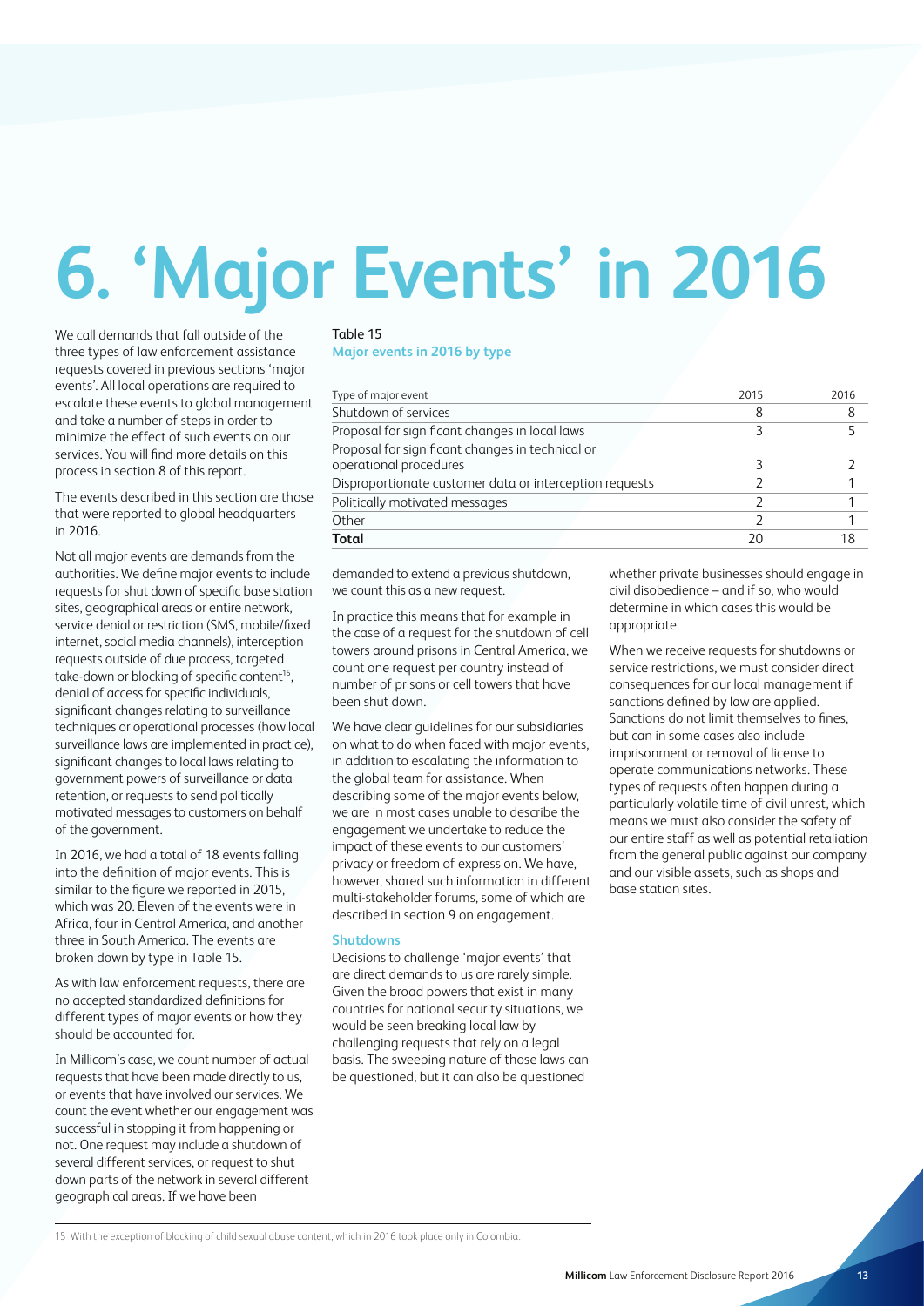# 6. 'Major Events' in 2016

We call demands that fall outside of the three types of law enforcement assistance requests covered in previous sections 'major events'. All local operations are required to escalate these events to global management and take a number of steps in order to minimize the effect of such events on our services. You will find more details on this process in section 8 of this report.

The events described in this section are those that were reported to global headquarters in 2016.

Not all major events are demands from the authorities. We define major events to include requests for shut down of specific base station sites, geographical areas or entire network, service denial or restriction (SMS, mobile/fixed internet, social media channels), interception requests outside of due process, targeted take-down or blocking of specific content[15], denial of access for specific individuals, significant changes relating to surveillance techniques or operational processes (how local surveillance laws are implemented in practice), significant changes to local laws relating to government powers of surveillance or data retention, or requests to send politically motivated messages to customers on behalf of the government.

In 2016, we had a total of 18 events falling into the definition of major events. This is similar to the figure we reported in 2015, which was 20. Eleven of the events were in Africa, four in Central America, and another three in South America. The events are broken down by type in Table 15.

As with law enforcement requests, there are no accepted standardized definitions for different types of major events or how they should be accounted for.

In Millicom's case, we count number of actual requests that have been made directly to us, or events that have involved our services. We count the event whether our engagement was successful in stopping it from happening or not. One request may include a shutdown of several different services, or request to shut down parts of the network in several different geographical areas. If we have been demanded to extend a previous shutdown, we count this as a new request.

In practice this means that for example in the case of a request for the shutdown of cell towers around prisons in Central America, we count one request per country instead of number of prisons or cell towers that have been shut down.

We have clear guidelines for our subsidiaries on what to do when faced with major events, in addition to escalating the information to the global team for assistance. When describing some of the major events below, we are in most cases unable to describe the engagement we undertake to reduce the impact of these events to our customers' privacy or freedom of expression. We have, however, shared such information in different multi-stakeholder forums, some of which are described in section 9 on engagement.

Table 15
**Major events in 2016 by type**

| Type of major event | 2015 | 2016 |
|---|---|---|
| Shutdown of services | 8 | 8 |
| Proposal for significant changes in local laws | 3 | 5 |
| Proposal for significant changes in technical or operational procedures | 3 | 2 |
| Disproportionate customer data or interception requests | 2 | 1 |
| Politically motivated messages | 2 | 1 |
| Other | 2 | 1 |
| **Total** | 20 | 18 |

### Shutdowns

Decisions to challenge 'major events' that are direct demands to us are rarely simple. Given the broad powers that exist in many countries for national security situations, we would be seen breaking local law by challenging requests that rely on a legal basis. The sweeping nature of those laws can be questioned, but it can also be questioned whether private businesses should engage in civil disobedience – and if so, who would determine in which cases this would be appropriate.

When we receive requests for shutdowns or service restrictions, we must consider direct consequences for our local management if sanctions defined by law are applied. Sanctions do not limit themselves to fines, but can in some cases also include imprisonment or removal of license to operate communications networks. These types of requests often happen during a particularly volatile time of civil unrest, which means we must also consider the safety of our entire staff as well as potential retaliation from the general public against our company and our visible assets, such as shops and base station sites.

[15] With the exception of blocking of child sexual abuse content, which in 2016 took place only in Colombia.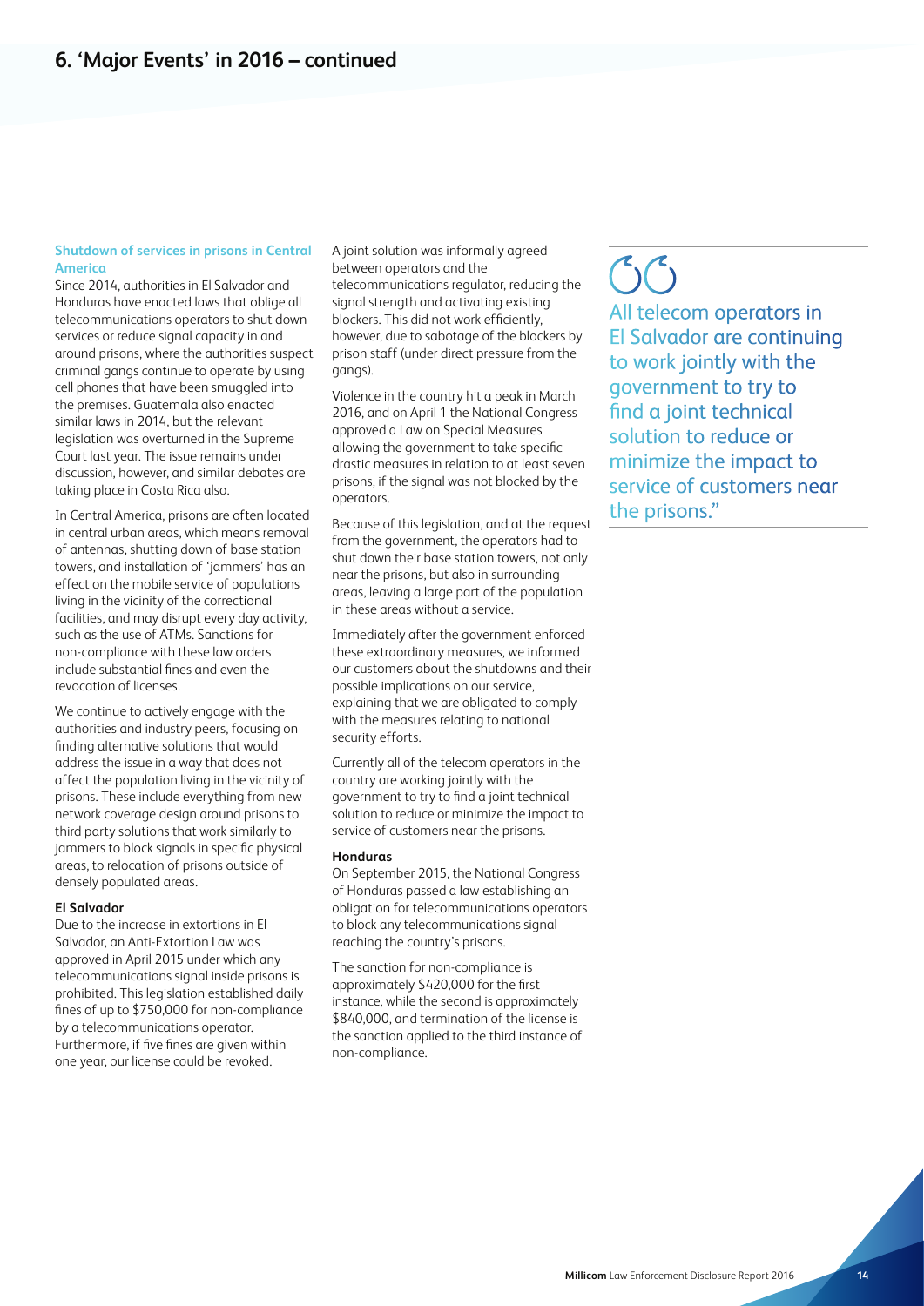## 6. 'Major Events' in 2016 – continued

### Shutdown of services in prisons in Central America

Since 2014, authorities in El Salvador and Honduras have enacted laws that oblige all telecommunications operators to shut down services or reduce signal capacity in and around prisons, where the authorities suspect criminal gangs continue to operate by using cell phones that have been smuggled into the premises. Guatemala also enacted similar laws in 2014, but the relevant legislation was overturned in the Supreme Court last year. The issue remains under discussion, however, and similar debates are taking place in Costa Rica also.

In Central America, prisons are often located in central urban areas, which means removal of antennas, shutting down of base station towers, and installation of 'jammers' has an effect on the mobile service of populations living in the vicinity of the correctional facilities, and may disrupt every day activity, such as the use of ATMs. Sanctions for non-compliance with these law orders include substantial fines and even the revocation of licenses.

We continue to actively engage with the authorities and industry peers, focusing on finding alternative solutions that would address the issue in a way that does not affect the population living in the vicinity of prisons. These include everything from new network coverage design around prisons to third party solutions that work similarly to jammers to block signals in specific physical areas, to relocation of prisons outside of densely populated areas.

#### El Salvador

Due to the increase in extortions in El Salvador, an Anti-Extortion Law was approved in April 2015 under which any telecommunications signal inside prisons is prohibited. This legislation established daily fines of up to $750,000 for non-compliance by a telecommunications operator. Furthermore, if five fines are given within one year, our license could be revoked.

A joint solution was informally agreed between operators and the telecommunications regulator, reducing the signal strength and activating existing blockers. This did not work efficiently, however, due to sabotage of the blockers by prison staff (under direct pressure from the gangs).

Violence in the country hit a peak in March 2016, and on April 1 the National Congress approved a Law on Special Measures allowing the government to take specific drastic measures in relation to at least seven prisons, if the signal was not blocked by the operators.

Because of this legislation, and at the request from the government, the operators had to shut down their base station towers, not only near the prisons, but also in surrounding areas, leaving a large part of the population in these areas without a service.

Immediately after the government enforced these extraordinary measures, we informed our customers about the shutdowns and their possible implications on our service, explaining that we are obligated to comply with the measures relating to national security efforts.

Currently all of the telecom operators in the country are working jointly with the government to try to find a joint technical solution to reduce or minimize the impact to service of customers near the prisons.

#### Honduras

On September 2015, the National Congress of Honduras passed a law establishing an obligation for telecommunications operators to block any telecommunications signal reaching the country's prisons.

The sanction for non-compliance is approximately $420,000 for the first instance, while the second is approximately $840,000, and termination of the license is the sanction applied to the third instance of non-compliance.

> All telecom operators in El Salvador are continuing to work jointly with the government to try to find a joint technical solution to reduce or minimize the impact to service of customers near the prisons."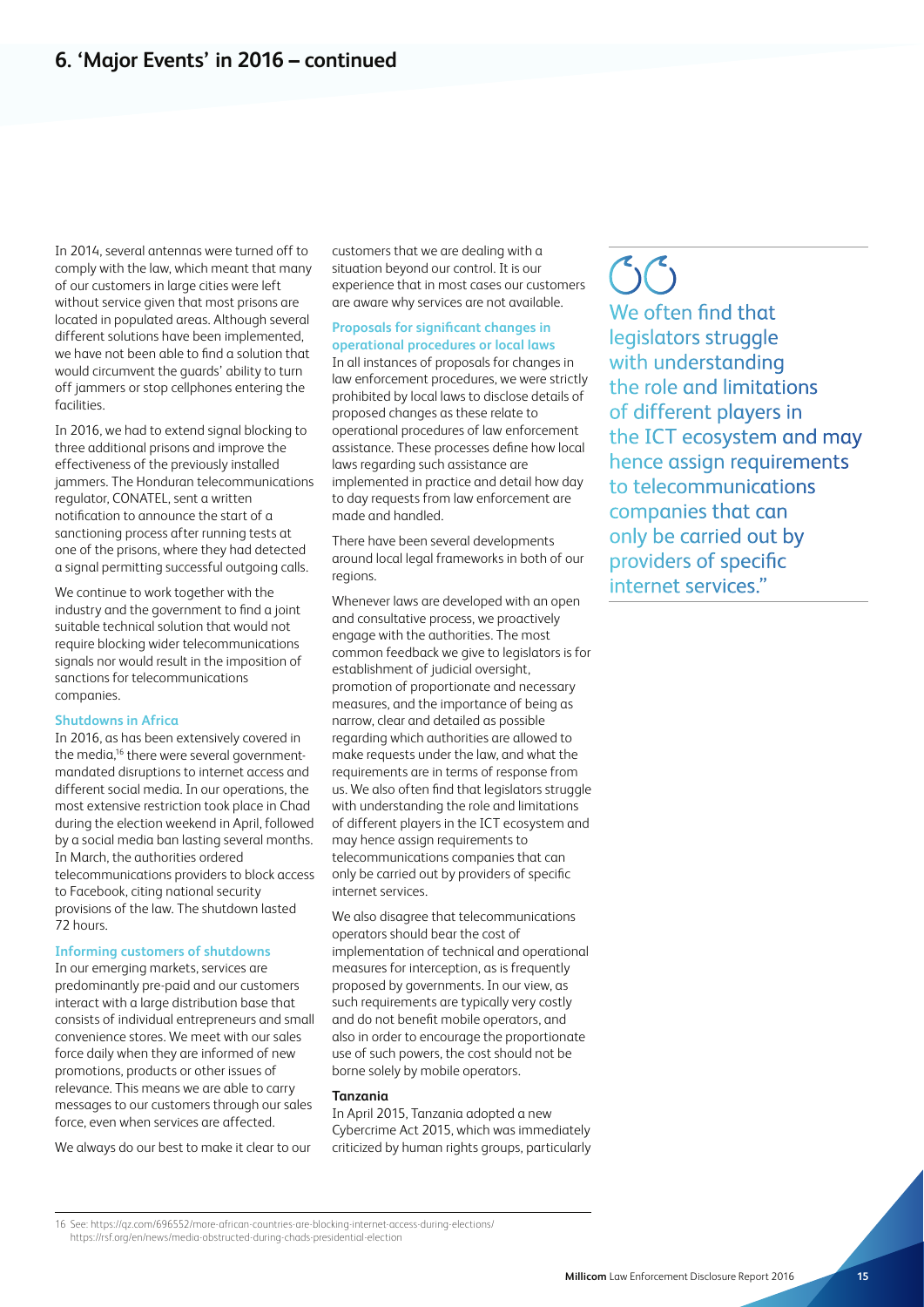## 6. 'Major Events' in 2016 – continued

In 2014, several antennas were turned off to comply with the law, which meant that many of our customers in large cities were left without service given that most prisons are located in populated areas. Although several different solutions have been implemented, we have not been able to find a solution that would circumvent the guards' ability to turn off jammers or stop cellphones entering the facilities.

In 2016, we had to extend signal blocking to three additional prisons and improve the effectiveness of the previously installed jammers. The Honduran telecommunications regulator, CONATEL, sent a written notification to announce the start of a sanctioning process after running tests at one of the prisons, where they had detected a signal permitting successful outgoing calls.

We continue to work together with the industry and the government to find a joint suitable technical solution that would not require blocking wider telecommunications signals nor would result in the imposition of sanctions for telecommunications companies.

### Shutdowns in Africa

In 2016, as has been extensively covered in the media,[16] there were several government-mandated disruptions to internet access and different social media. In our operations, the most extensive restriction took place in Chad during the election weekend in April, followed by a social media ban lasting several months. In March, the authorities ordered telecommunications providers to block access to Facebook, citing national security provisions of the law. The shutdown lasted 72 hours.

### Informing customers of shutdowns

In our emerging markets, services are predominantly pre-paid and our customers interact with a large distribution base that consists of individual entrepreneurs and small convenience stores. We meet with our sales force daily when they are informed of new promotions, products or other issues of relevance. This means we are able to carry messages to our customers through our sales force, even when services are affected.

We always do our best to make it clear to our customers that we are dealing with a situation beyond our control. It is our experience that in most cases our customers are aware why services are not available.

### Proposals for significant changes in operational procedures or local laws

In all instances of proposals for changes in law enforcement procedures, we were strictly prohibited by local laws to disclose details of proposed changes as these relate to operational procedures of law enforcement assistance. These processes define how local laws regarding such assistance are implemented in practice and detail how day to day requests from law enforcement are made and handled.

There have been several developments around local legal frameworks in both of our regions.

Whenever laws are developed with an open and consultative process, we proactively engage with the authorities. The most common feedback we give to legislators is for establishment of judicial oversight, promotion of proportionate and necessary measures, and the importance of being as narrow, clear and detailed as possible regarding which authorities are allowed to make requests under the law, and what the requirements are in terms of response from us. We also often find that legislators struggle with understanding the role and limitations of different players in the ICT ecosystem and may hence assign requirements to telecommunications companies that can only be carried out by providers of specific internet services.

We also disagree that telecommunications operators should bear the cost of implementation of technical and operational measures for interception, as is frequently proposed by governments. In our view, as such requirements are typically very costly and do not benefit mobile operators, and also in order to encourage the proportionate use of such powers, the cost should not be borne solely by mobile operators.

### Tanzania

In April 2015, Tanzania adopted a new Cybercrime Act 2015, which was immediately criticized by human rights groups, particularly

> "We often find that legislators struggle with understanding the role and limitations of different players in the ICT ecosystem and may hence assign requirements to telecommunications companies that can only be carried out by providers of specific internet services."

16 See: https://qz.com/696552/more-african-countries-are-blocking-internet-access-during-elections/
https://rsf.org/en/news/media-obstructed-during-chads-presidential-election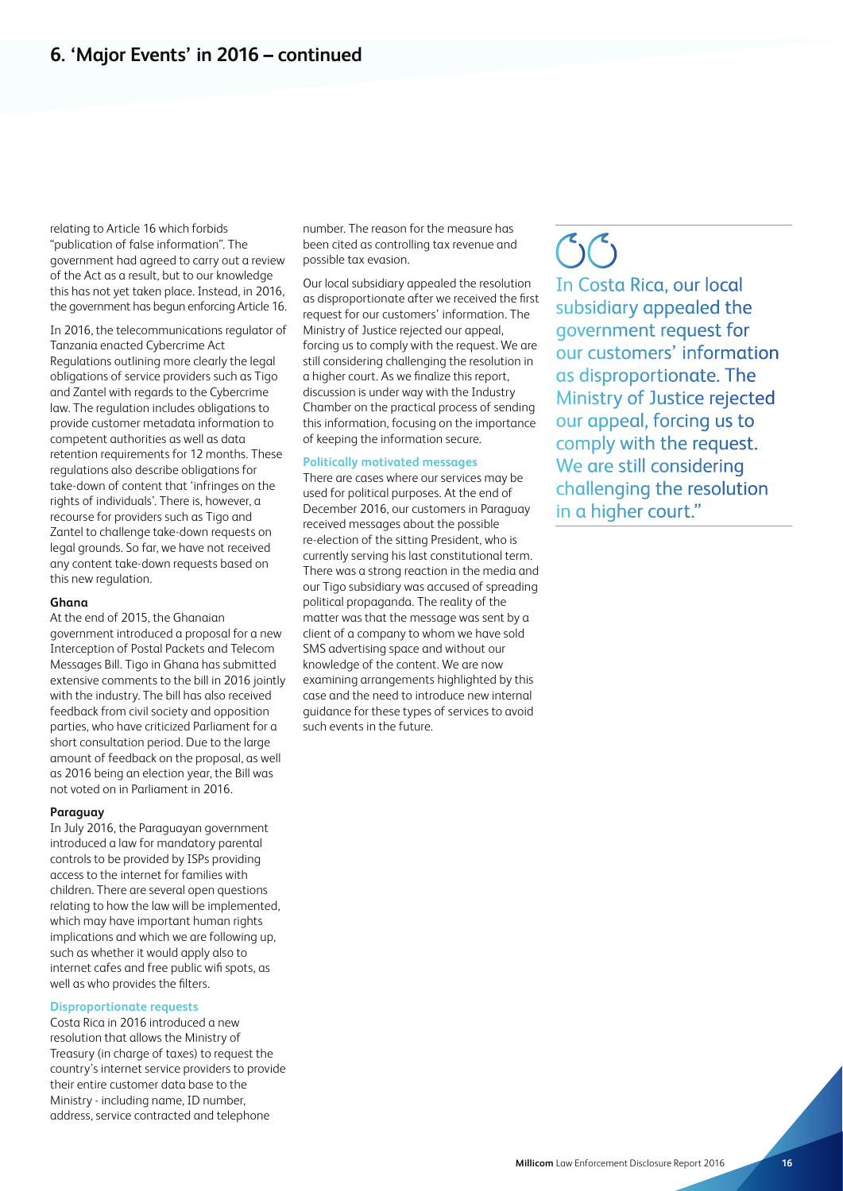## 6. 'Major Events' in 2016 – continued

relating to Article 16 which forbids "publication of false information". The government had agreed to carry out a review of the Act as a result, but to our knowledge this has not yet taken place. Instead, in 2016, the government has begun enforcing Article 16.

In 2016, the telecommunications regulator of Tanzania enacted Cybercrime Act Regulations outlining more clearly the legal obligations of service providers such as Tigo and Zantel with regards to the Cybercrime law. The regulation includes obligations to provide customer metadata information to competent authorities as well as data retention requirements for 12 months. These regulations also describe obligations for take-down of content that 'infringes on the rights of individuals'. There is, however, a recourse for providers such as Tigo and Zantel to challenge take-down requests on legal grounds. So far, we have not received any content take-down requests based on this new regulation.

**Ghana**

At the end of 2015, the Ghanaian government introduced a proposal for a new Interception of Postal Packets and Telecom Messages Bill. Tigo in Ghana has submitted extensive comments to the bill in 2016 jointly with the industry. The bill has also received feedback from civil society and opposition parties, who have criticized Parliament for a short consultation period. Due to the large amount of feedback on the proposal, as well as 2016 being an election year, the Bill was not voted on in Parliament in 2016.

**Paraguay**

In July 2016, the Paraguayan government introduced a law for mandatory parental controls to be provided by ISPs providing access to the internet for families with children. There are several open questions relating to how the law will be implemented, which may have important human rights implications and which we are following up, such as whether it would apply also to internet cafes and free public wifi spots, as well as who provides the filters.

### Disproportionate requests

Costa Rica in 2016 introduced a new resolution that allows the Ministry of Treasury (in charge of taxes) to request the country's internet service providers to provide their entire customer data base to the Ministry - including name, ID number, address, service contracted and telephone number. The reason for the measure has been cited as controlling tax revenue and possible tax evasion.

Our local subsidiary appealed the resolution as disproportionate after we received the first request for our customers' information. The Ministry of Justice rejected our appeal, forcing us to comply with the request. We are still considering challenging the resolution in a higher court. As we finalize this report, discussion is under way with the Industry Chamber on the practical process of sending this information, focusing on the importance of keeping the information secure.

### Politically motivated messages

There are cases where our services may be used for political purposes. At the end of December 2016, our customers in Paraguay received messages about the possible re-election of the sitting President, who is currently serving his last constitutional term. There was a strong reaction in the media and our Tigo subsidiary was accused of spreading political propaganda. The reality of the matter was that the message was sent by a client of a company to whom we have sold SMS advertising space and without our knowledge of the content. We are now examining arrangements highlighted by this case and the need to introduce new internal guidance for these types of services to avoid such events in the future.

> "In Costa Rica, our local subsidiary appealed the government request for our customers' information as disproportionate. The Ministry of Justice rejected our appeal, forcing us to comply with the request. We are still considering challenging the resolution in a higher court."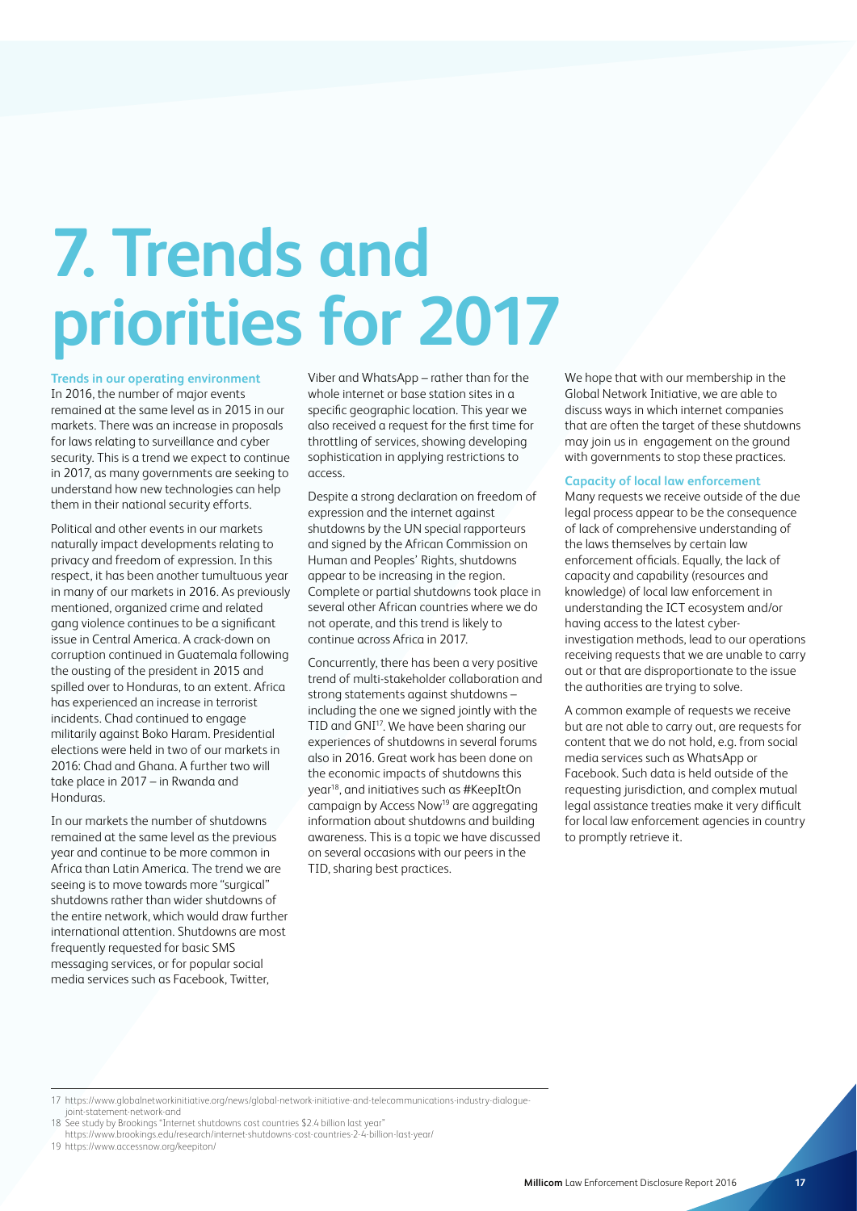# 7. Trends and priorities for 2017

### Trends in our operating environment

In 2016, the number of major events remained at the same level as in 2015 in our markets. There was an increase in proposals for laws relating to surveillance and cyber security. This is a trend we expect to continue in 2017, as many governments are seeking to understand how new technologies can help them in their national security efforts.

Political and other events in our markets naturally impact developments relating to privacy and freedom of expression. In this respect, it has been another tumultuous year in many of our markets in 2016. As previously mentioned, organized crime and related gang violence continues to be a significant issue in Central America. A crack-down on corruption continued in Guatemala following the ousting of the president in 2015 and spilled over to Honduras, to an extent. Africa has experienced an increase in terrorist incidents. Chad continued to engage militarily against Boko Haram. Presidential elections were held in two of our markets in 2016: Chad and Ghana. A further two will take place in 2017 – in Rwanda and Honduras.

In our markets the number of shutdowns remained at the same level as the previous year and continue to be more common in Africa than Latin America. The trend we are seeing is to move towards more "surgical" shutdowns rather than wider shutdowns of the entire network, which would draw further international attention. Shutdowns are most frequently requested for basic SMS messaging services, or for popular social media services such as Facebook, Twitter, Viber and WhatsApp – rather than for the whole internet or base station sites in a specific geographic location. This year we also received a request for the first time for throttling of services, showing developing sophistication in applying restrictions to access.

Despite a strong declaration on freedom of expression and the internet against shutdowns by the UN special rapporteurs and signed by the African Commission on Human and Peoples' Rights, shutdowns appear to be increasing in the region. Complete or partial shutdowns took place in several other African countries where we do not operate, and this trend is likely to continue across Africa in 2017.

Concurrently, there has been a very positive trend of multi-stakeholder collaboration and strong statements against shutdowns – including the one we signed jointly with the TID and GNI[17]. We have been sharing our experiences of shutdowns in several forums also in 2016. Great work has been done on the economic impacts of shutdowns this year[18], and initiatives such as #KeepItOn campaign by Access Now[19] are aggregating information about shutdowns and building awareness. This is a topic we have discussed on several occasions with our peers in the TID, sharing best practices.

We hope that with our membership in the Global Network Initiative, we are able to discuss ways in which internet companies that are often the target of these shutdowns may join us in engagement on the ground with governments to stop these practices.

### Capacity of local law enforcement

Many requests we receive outside of the due legal process appear to be the consequence of lack of comprehensive understanding of the laws themselves by certain law enforcement officials. Equally, the lack of capacity and capability (resources and knowledge) of local law enforcement in understanding the ICT ecosystem and/or having access to the latest cyber-investigation methods, lead to our operations receiving requests that we are unable to carry out or that are disproportionate to the issue the authorities are trying to solve.

A common example of requests we receive but are not able to carry out, are requests for content that we do not hold, e.g. from social media services such as WhatsApp or Facebook. Such data is held outside of the requesting jurisdiction, and complex mutual legal assistance treaties make it very difficult for local law enforcement agencies in country to promptly retrieve it.

---

17 https://www.globalnetworkinitiative.org/news/global-network-initiative-and-telecommunications-industry-dialogue-joint-statement-network-and

18 See study by Brookings "Internet shutdowns cost countries $2.4 billion last year" https://www.brookings.edu/research/internet-shutdowns-cost-countries-2-4-billion-last-year/

19 https://www.accessnow.org/keepiton/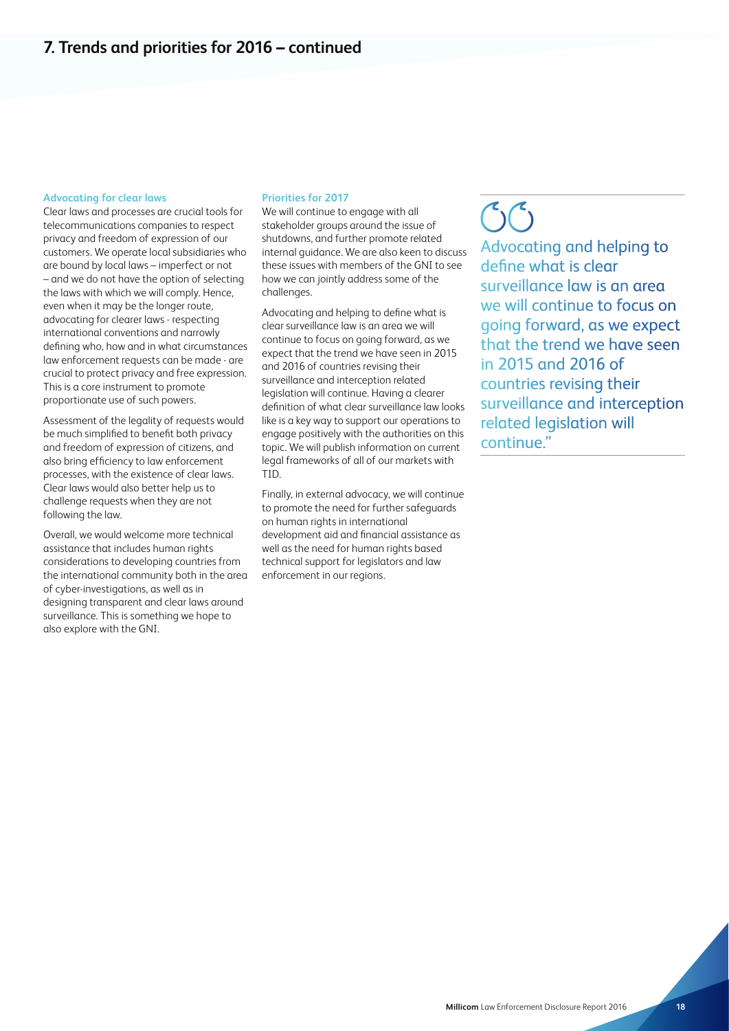## 7. Trends and priorities for 2016 – continued

### Advocating for clear laws

Clear laws and processes are crucial tools for telecommunications companies to respect privacy and freedom of expression of our customers. We operate local subsidiaries who are bound by local laws – imperfect or not – and we do not have the option of selecting the laws with which we will comply. Hence, even when it may be the longer route, advocating for clearer laws - respecting international conventions and narrowly defining who, how and in what circumstances law enforcement requests can be made - are crucial to protect privacy and free expression. This is a core instrument to promote proportionate use of such powers.

Assessment of the legality of requests would be much simplified to benefit both privacy and freedom of expression of citizens, and also bring efficiency to law enforcement processes, with the existence of clear laws. Clear laws would also better help us to challenge requests when they are not following the law.

Overall, we would welcome more technical assistance that includes human rights considerations to developing countries from the international community both in the area of cyber-investigations, as well as in designing transparent and clear laws around surveillance. This is something we hope to also explore with the GNI.

### Priorities for 2017

We will continue to engage with all stakeholder groups around the issue of shutdowns, and further promote related internal guidance. We are also keen to discuss these issues with members of the GNI to see how we can jointly address some of the challenges.

Advocating and helping to define what is clear surveillance law is an area we will continue to focus on going forward, as we expect that the trend we have seen in 2015 and 2016 of countries revising their surveillance and interception related legislation will continue. Having a clearer definition of what clear surveillance law looks like is a key way to support our operations to engage positively with the authorities on this topic. We will publish information on current legal frameworks of all of our markets with TID.

Finally, in external advocacy, we will continue to promote the need for further safeguards on human rights in international development aid and financial assistance as well as the need for human rights based technical support for legislators and law enforcement in our regions.

> "Advocating and helping to define what is clear surveillance law is an area we will continue to focus on going forward, as we expect that the trend we have seen in 2015 and 2016 of countries revising their surveillance and interception related legislation will continue."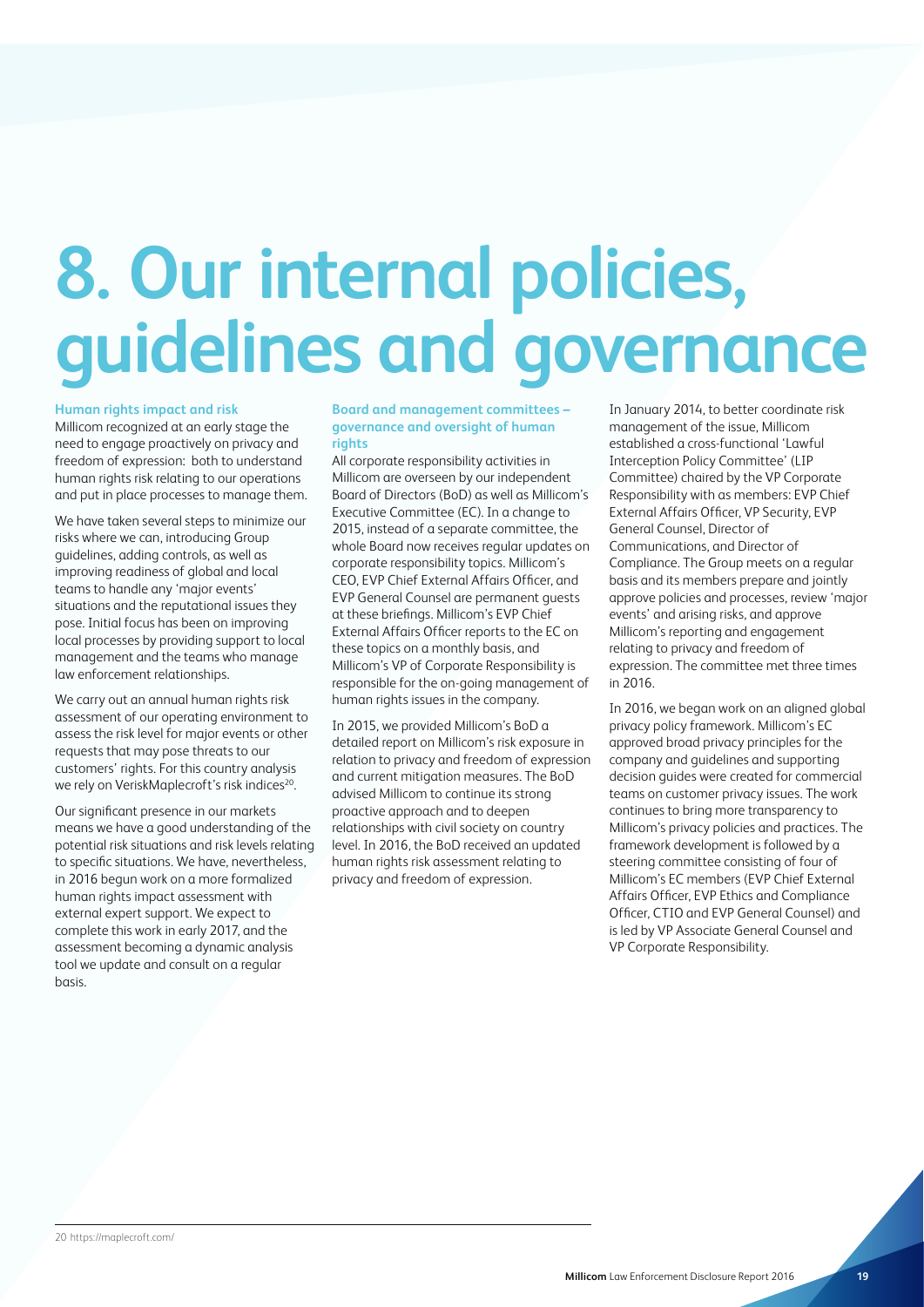# 8. Our internal policies, guidelines and governance

### Human rights impact and risk

Millicom recognized at an early stage the need to engage proactively on privacy and freedom of expression: both to understand human rights risk relating to our operations and put in place processes to manage them.

We have taken several steps to minimize our risks where we can, introducing Group guidelines, adding controls, as well as improving readiness of global and local teams to handle any 'major events' situations and the reputational issues they pose. Initial focus has been on improving local processes by providing support to local management and the teams who manage law enforcement relationships.

We carry out an annual human rights risk assessment of our operating environment to assess the risk level for major events or other requests that may pose threats to our customers' rights. For this country analysis we rely on VeriskMaplecroft's risk indices[20].

Our significant presence in our markets means we have a good understanding of the potential risk situations and risk levels relating to specific situations. We have, nevertheless, in 2016 begun work on a more formalized human rights impact assessment with external expert support. We expect to complete this work in early 2017, and the assessment becoming a dynamic analysis tool we update and consult on a regular basis.

### Board and management committees – governance and oversight of human rights

All corporate responsibility activities in Millicom are overseen by our independent Board of Directors (BoD) as well as Millicom's Executive Committee (EC). In a change to 2015, instead of a separate committee, the whole Board now receives regular updates on corporate responsibility topics. Millicom's CEO, EVP Chief External Affairs Officer, and EVP General Counsel are permanent guests at these briefings. Millicom's EVP Chief External Affairs Officer reports to the EC on these topics on a monthly basis, and Millicom's VP of Corporate Responsibility is responsible for the on-going management of human rights issues in the company.

In 2015, we provided Millicom's BoD a detailed report on Millicom's risk exposure in relation to privacy and freedom of expression and current mitigation measures. The BoD advised Millicom to continue its strong proactive approach and to deepen relationships with civil society on country level. In 2016, the BoD received an updated human rights risk assessment relating to privacy and freedom of expression.

In January 2014, to better coordinate risk management of the issue, Millicom established a cross-functional 'Lawful Interception Policy Committee' (LIP Committee) chaired by the VP Corporate Responsibility with as members: EVP Chief External Affairs Officer, VP Security, EVP General Counsel, Director of Communications, and Director of Compliance. The Group meets on a regular basis and its members prepare and jointly approve policies and processes, review 'major events' and arising risks, and approve Millicom's reporting and engagement relating to privacy and freedom of expression. The committee met three times in 2016.

In 2016, we began work on an aligned global privacy policy framework. Millicom's EC approved broad privacy principles for the company and guidelines and supporting decision guides were created for commercial teams on customer privacy issues. The work continues to bring more transparency to Millicom's privacy policies and practices. The framework development is followed by a steering committee consisting of four of Millicom's EC members (EVP Chief External Affairs Officer, EVP Ethics and Compliance Officer, CTIO and EVP General Counsel) and is led by VP Associate General Counsel and VP Corporate Responsibility.

---

20 https://maplecroft.com/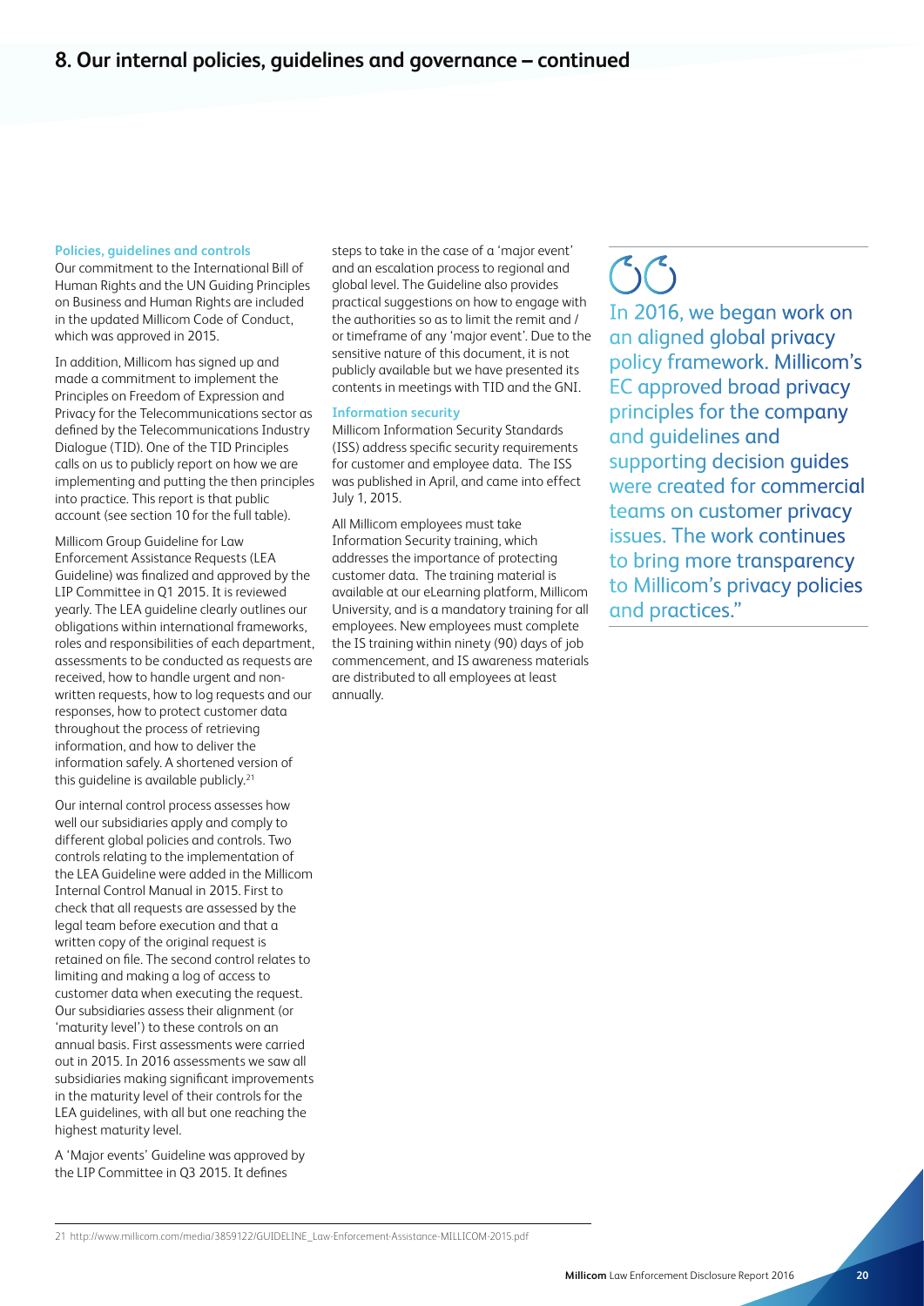## 8. Our internal policies, guidelines and governance – continued

### Policies, guidelines and controls

Our commitment to the International Bill of Human Rights and the UN Guiding Principles on Business and Human Rights are included in the updated Millicom Code of Conduct, which was approved in 2015.

In addition, Millicom has signed up and made a commitment to implement the Principles on Freedom of Expression and Privacy for the Telecommunications sector as defined by the Telecommunications Industry Dialogue (TID). One of the TID Principles calls on us to publicly report on how we are implementing and putting the then principles into practice. This report is that public account (see section 10 for the full table).

Millicom Group Guideline for Law Enforcement Assistance Requests (LEA Guideline) was finalized and approved by the LIP Committee in Q1 2015. It is reviewed yearly. The LEA guideline clearly outlines our obligations within international frameworks, roles and responsibilities of each department, assessments to be conducted as requests are received, how to handle urgent and non-written requests, how to log requests and our responses, how to protect customer data throughout the process of retrieving information, and how to deliver the information safely. A shortened version of this guideline is available publicly.[21]

Our internal control process assesses how well our subsidiaries apply and comply to different global policies and controls. Two controls relating to the implementation of the LEA Guideline were added in the Millicom Internal Control Manual in 2015. First to check that all requests are assessed by the legal team before execution and that a written copy of the original request is retained on file. The second control relates to limiting and making a log of access to customer data when executing the request. Our subsidiaries assess their alignment (or 'maturity level') to these controls on an annual basis. First assessments were carried out in 2015. In 2016 assessments we saw all subsidiaries making significant improvements in the maturity level of their controls for the LEA guidelines, with all but one reaching the highest maturity level.

A 'Major events' Guideline was approved by the LIP Committee in Q3 2015. It defines steps to take in the case of a 'major event' and an escalation process to regional and global level. The Guideline also provides practical suggestions on how to engage with the authorities so as to limit the remit and / or timeframe of any 'major event'. Due to the sensitive nature of this document, it is not publicly available but we have presented its contents in meetings with TID and the GNI.

### Information security

Millicom Information Security Standards (ISS) address specific security requirements for customer and employee data. The ISS was published in April, and came into effect July 1, 2015.

All Millicom employees must take Information Security training, which addresses the importance of protecting customer data. The training material is available at our eLearning platform, Millicom University, and is a mandatory training for all employees. New employees must complete the IS training within ninety (90) days of job commencement, and IS awareness materials are distributed to all employees at least annually.

> In 2016, we began work on an aligned global privacy policy framework. Millicom's EC approved broad privacy principles for the company and guidelines and supporting decision guides were created for commercial teams on customer privacy issues. The work continues to bring more transparency to Millicom's privacy policies and practices."

---

21 http://www.millicom.com/media/3859122/GUIDELINE_Law-Enforcement-Assistance-MILLICOM-2015.pdf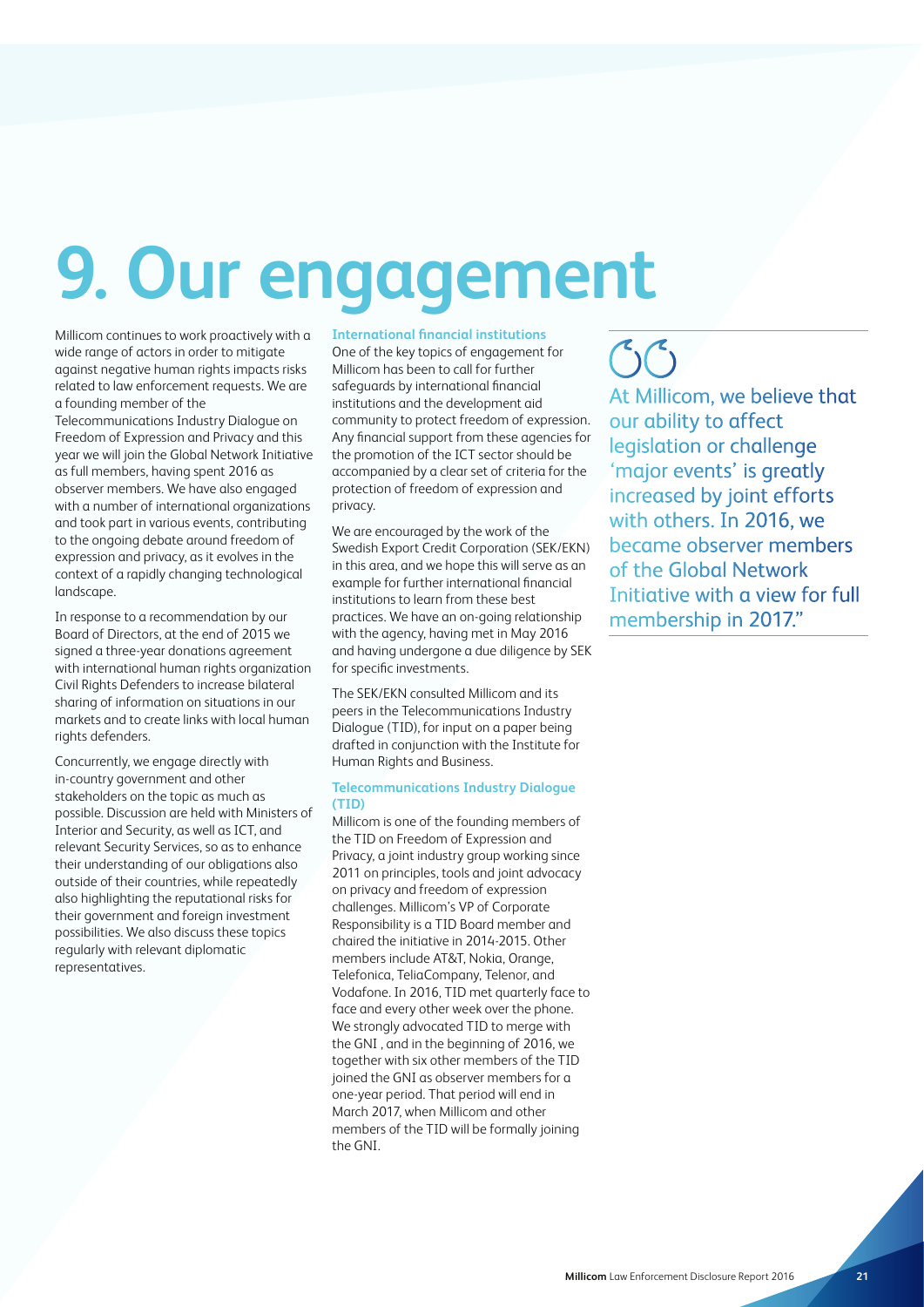# 9. Our engagement

Millicom continues to work proactively with a wide range of actors in order to mitigate against negative human rights impacts risks related to law enforcement requests. We are a founding member of the Telecommunications Industry Dialogue on Freedom of Expression and Privacy and this year we will join the Global Network Initiative as full members, having spent 2016 as observer members. We have also engaged with a number of international organizations and took part in various events, contributing to the ongoing debate around freedom of expression and privacy, as it evolves in the context of a rapidly changing technological landscape.

In response to a recommendation by our Board of Directors, at the end of 2015 we signed a three-year donations agreement with international human rights organization Civil Rights Defenders to increase bilateral sharing of information on situations in our markets and to create links with local human rights defenders.

Concurrently, we engage directly with in-country government and other stakeholders on the topic as much as possible. Discussion are held with Ministers of Interior and Security, as well as ICT, and relevant Security Services, so as to enhance their understanding of our obligations also outside of their countries, while repeatedly also highlighting the reputational risks for their government and foreign investment possibilities. We also discuss these topics regularly with relevant diplomatic representatives.

### International financial institutions

One of the key topics of engagement for Millicom has been to call for further safeguards by international financial institutions and the development aid community to protect freedom of expression. Any financial support from these agencies for the promotion of the ICT sector should be accompanied by a clear set of criteria for the protection of freedom of expression and privacy.

We are encouraged by the work of the Swedish Export Credit Corporation (SEK/EKN) in this area, and we hope this will serve as an example for further international financial institutions to learn from these best practices. We have an on-going relationship with the agency, having met in May 2016 and having undergone a due diligence by SEK for specific investments.

The SEK/EKN consulted Millicom and its peers in the Telecommunications Industry Dialogue (TID), for input on a paper being drafted in conjunction with the Institute for Human Rights and Business.

### Telecommunications Industry Dialogue (TID)

Millicom is one of the founding members of the TID on Freedom of Expression and Privacy, a joint industry group working since 2011 on principles, tools and joint advocacy on privacy and freedom of expression challenges. Millicom's VP of Corporate Responsibility is a TID Board member and chaired the initiative in 2014-2015. Other members include AT&T, Nokia, Orange, Telefonica, TeliaCompany, Telenor, and Vodafone. In 2016, TID met quarterly face to face and every other week over the phone. We strongly advocated TID to merge with the GNI , and in the beginning of 2016, we together with six other members of the TID joined the GNI as observer members for a one-year period. That period will end in March 2017, when Millicom and other members of the TID will be formally joining the GNI.

> At Millicom, we believe that our ability to affect legislation or challenge 'major events' is greatly increased by joint efforts with others. In 2016, we became observer members of the Global Network Initiative with a view for full membership in 2017."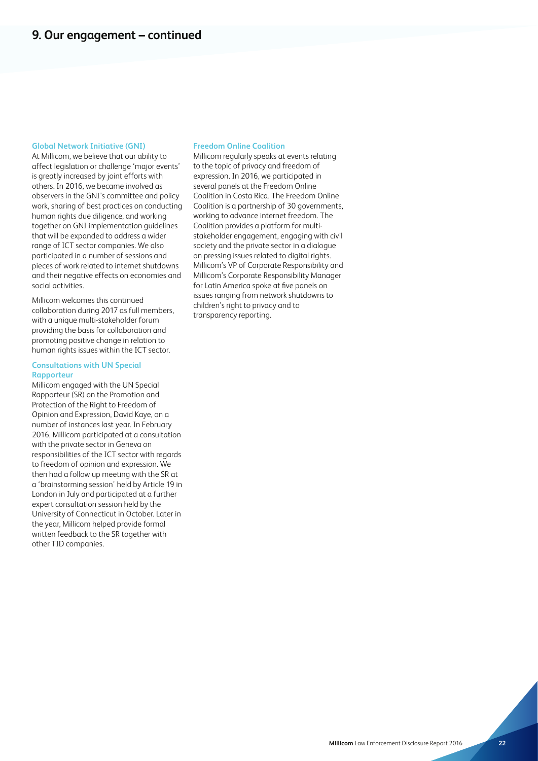# 9. Our engagement – continued

### Global Network Initiative (GNI)

At Millicom, we believe that our ability to affect legislation or challenge 'major events' is greatly increased by joint efforts with others. In 2016, we became involved as observers in the GNI's committee and policy work, sharing of best practices on conducting human rights due diligence, and working together on GNI implementation guidelines that will be expanded to address a wider range of ICT sector companies. We also participated in a number of sessions and pieces of work related to internet shutdowns and their negative effects on economies and social activities.

Millicom welcomes this continued collaboration during 2017 as full members, with a unique multi-stakeholder forum providing the basis for collaboration and promoting positive change in relation to human rights issues within the ICT sector.

### Consultations with UN Special Rapporteur

Millicom engaged with the UN Special Rapporteur (SR) on the Promotion and Protection of the Right to Freedom of Opinion and Expression, David Kaye, on a number of instances last year. In February 2016, Millicom participated at a consultation with the private sector in Geneva on responsibilities of the ICT sector with regards to freedom of opinion and expression. We then had a follow up meeting with the SR at a 'brainstorming session' held by Article 19 in London in July and participated at a further expert consultation session held by the University of Connecticut in October. Later in the year, Millicom helped provide formal written feedback to the SR together with other TID companies.

### Freedom Online Coalition

Millicom regularly speaks at events relating to the topic of privacy and freedom of expression. In 2016, we participated in several panels at the Freedom Online Coalition in Costa Rica. The Freedom Online Coalition is a partnership of 30 governments, working to advance internet freedom. The Coalition provides a platform for multi-stakeholder engagement, engaging with civil society and the private sector in a dialogue on pressing issues related to digital rights. Millicom's VP of Corporate Responsibility and Millicom's Corporate Responsibility Manager for Latin America spoke at five panels on issues ranging from network shutdowns to children's right to privacy and to transparency reporting.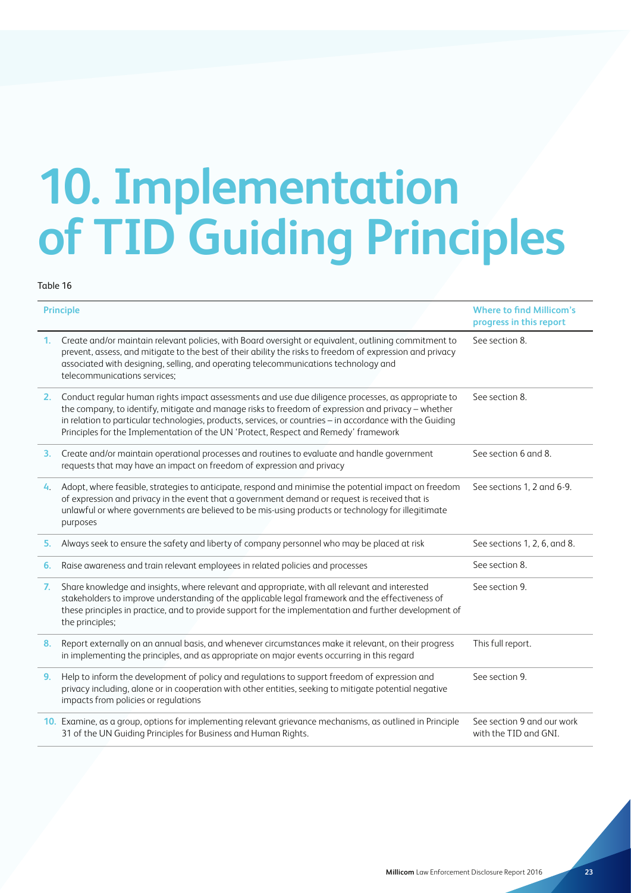# 10. Implementation of TID Guiding Principles

Table 16

| | Principle | Where to find Millicom's progress in this report |
|---|---|---|
| 1. | Create and/or maintain relevant policies, with Board oversight or equivalent, outlining commitment to prevent, assess, and mitigate to the best of their ability the risks to freedom of expression and privacy associated with designing, selling, and operating telecommunications technology and telecommunications services; | See section 8. |
| 2. | Conduct regular human rights impact assessments and use due diligence processes, as appropriate to the company, to identify, mitigate and manage risks to freedom of expression and privacy – whether in relation to particular technologies, products, services, or countries – in accordance with the Guiding Principles for the Implementation of the UN 'Protect, Respect and Remedy' framework | See section 8. |
| 3. | Create and/or maintain operational processes and routines to evaluate and handle government requests that may have an impact on freedom of expression and privacy | See section 6 and 8. |
| 4. | Adopt, where feasible, strategies to anticipate, respond and minimise the potential impact on freedom of expression and privacy in the event that a government demand or request is received that is unlawful or where governments are believed to be mis-using products or technology for illegitimate purposes | See sections 1, 2 and 6-9. |
| 5. | Always seek to ensure the safety and liberty of company personnel who may be placed at risk | See sections 1, 2, 6, and 8. |
| 6. | Raise awareness and train relevant employees in related policies and processes | See section 8. |
| 7. | Share knowledge and insights, where relevant and appropriate, with all relevant and interested stakeholders to improve understanding of the applicable legal framework and the effectiveness of these principles in practice, and to provide support for the implementation and further development of the principles; | See section 9. |
| 8. | Report externally on an annual basis, and whenever circumstances make it relevant, on their progress in implementing the principles, and as appropriate on major events occurring in this regard | This full report. |
| 9. | Help to inform the development of policy and regulations to support freedom of expression and privacy including, alone or in cooperation with other entities, seeking to mitigate potential negative impacts from policies or regulations | See section 9. |
| 10. | Examine, as a group, options for implementing relevant grievance mechanisms, as outlined in Principle 31 of the UN Guiding Principles for Business and Human Rights. | See section 9 and our work with the TID and GNI. |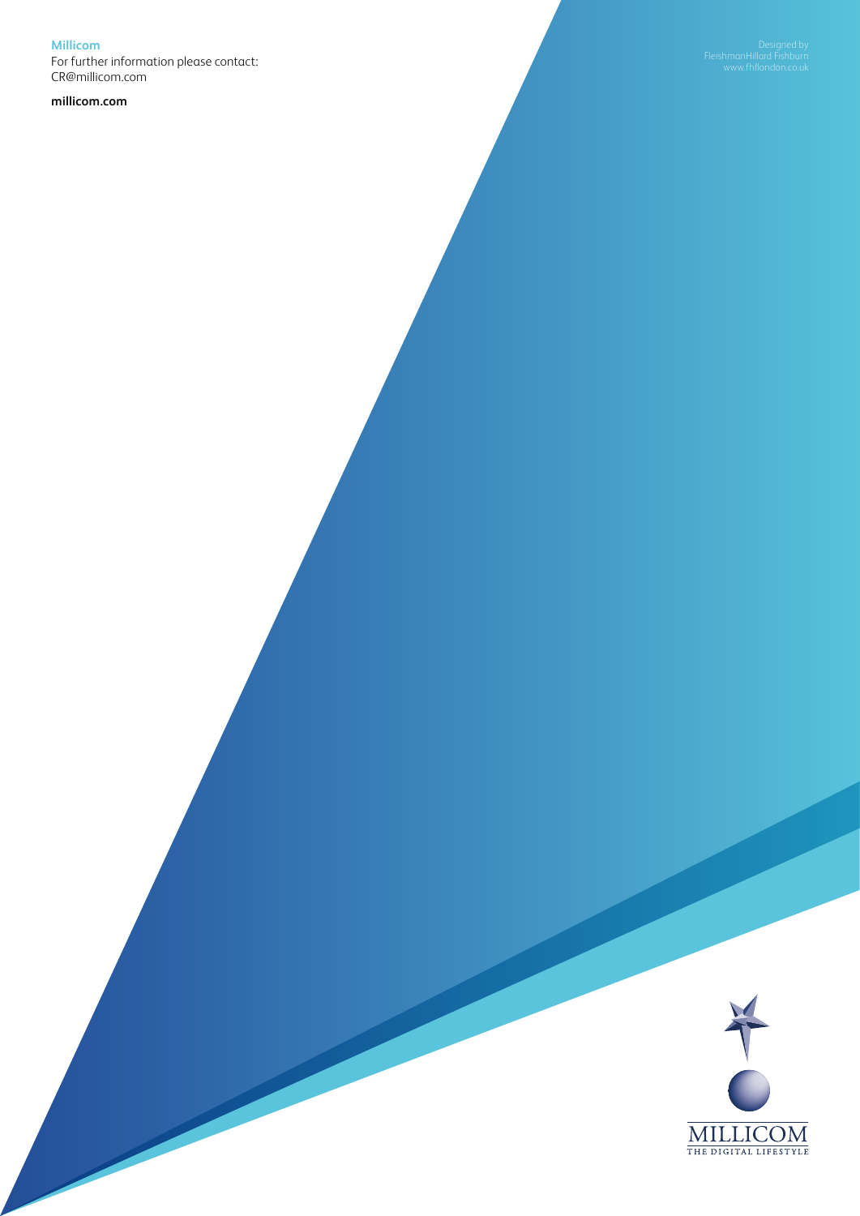**Millicom**
For further information please contact:
CR@millicom.com

**millicom.com**

Designed by
FleishmanHillard Fishburn
www.fhflondon.co.uk

MILLICOM
THE DIGITAL LIFESTYLE